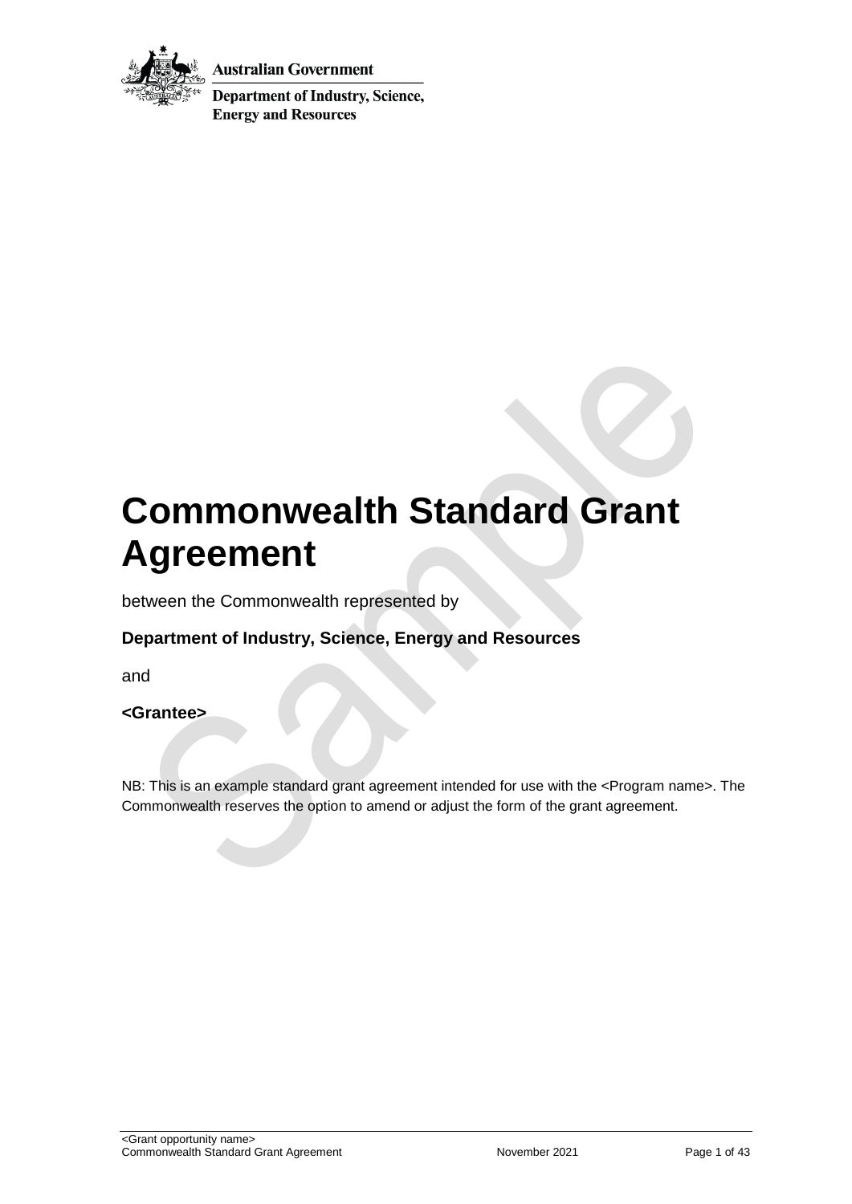Australian Government

Department of Industry, Science, Energy and Resources

# Commonwealth Standard Grant Agreement

between the Commonwealth represented by

**Department of Industry, Science, Energy and Resources**

and

**<Grantee>**

NB: This is an example standard grant agreement intended for use with the <Program name>. The Commonwealth reserves the option to amend or adjust the form of the grant agreement.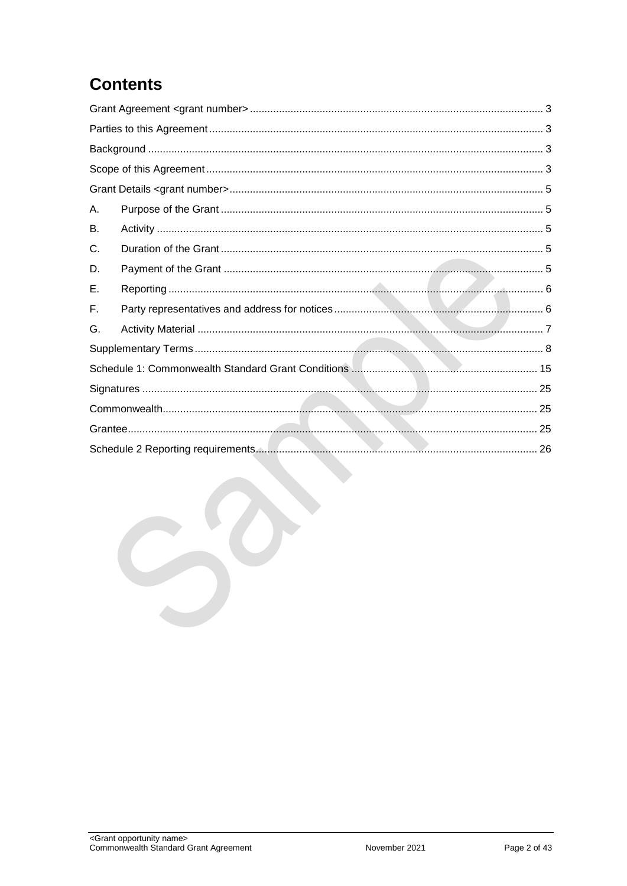# Contents

Grant Agreement <grant number> ..... 3

Parties to this Agreement ..... 3

Background ..... 3

Scope of this Agreement ..... 3

Grant Details <grant number> ..... 5

A. Purpose of the Grant ..... 5

B. Activity ..... 5

C. Duration of the Grant ..... 5

D. Payment of the Grant ..... 5

E. Reporting ..... 6

F. Party representatives and address for notices ..... 6

G. Activity Material ..... 7

Supplementary Terms ..... 8

Schedule 1: Commonwealth Standard Grant Conditions ..... 15

Signatures ..... 25

Commonwealth ..... 25

Grantee ..... 25

Schedule 2 Reporting requirements ..... 26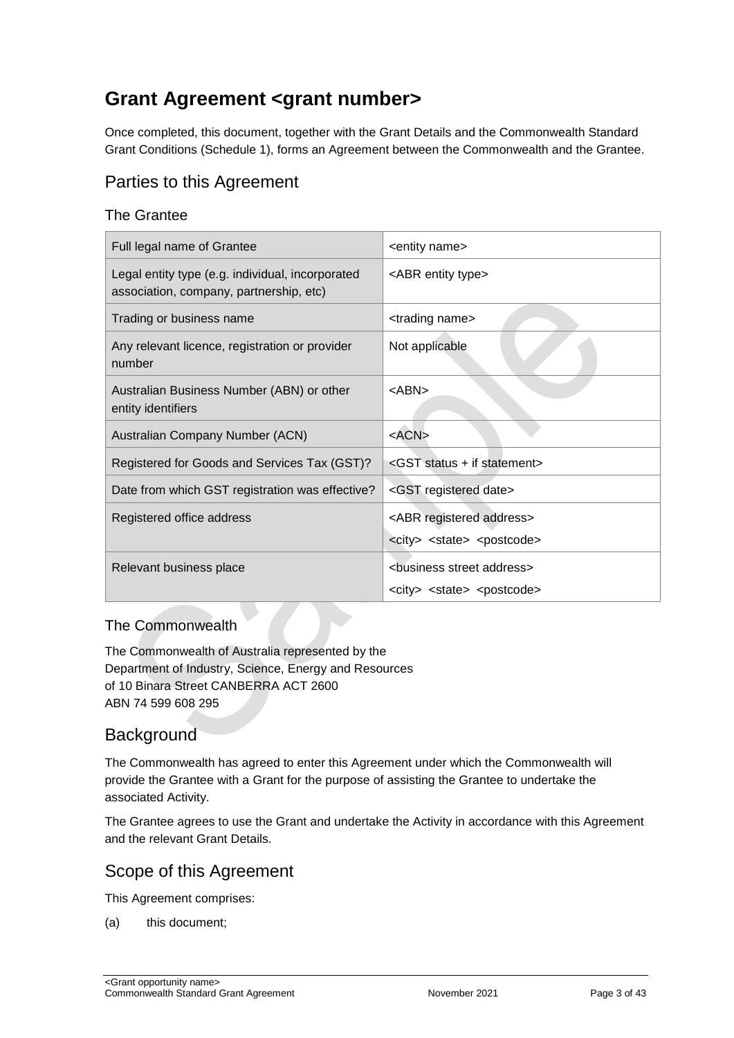# Grant Agreement <grant number>

Once completed, this document, together with the Grant Details and the Commonwealth Standard Grant Conditions (Schedule 1), forms an Agreement between the Commonwealth and the Grantee.

## Parties to this Agreement

### The Grantee

| Full legal name of Grantee | <entity name> |
|---|---|
| Legal entity type (e.g. individual, incorporated association, company, partnership, etc) | <ABR entity type> |
| Trading or business name | <trading name> |
| Any relevant licence, registration or provider number | Not applicable |
| Australian Business Number (ABN) or other entity identifiers | <ABN> |
| Australian Company Number (ACN) | <ACN> |
| Registered for Goods and Services Tax (GST)? | <GST status + if statement> |
| Date from which GST registration was effective? | <GST registered date> |
| Registered office address | <ABR registered address> <city> <state> <postcode> |
| Relevant business place | <business street address> <city> <state> <postcode> |

### The Commonwealth

The Commonwealth of Australia represented by the
Department of Industry, Science, Energy and Resources
of 10 Binara Street CANBERRA ACT 2600
ABN 74 599 608 295

## Background

The Commonwealth has agreed to enter this Agreement under which the Commonwealth will provide the Grantee with a Grant for the purpose of assisting the Grantee to undertake the associated Activity.

The Grantee agrees to use the Grant and undertake the Activity in accordance with this Agreement and the relevant Grant Details.

## Scope of this Agreement

This Agreement comprises:

(a) this document;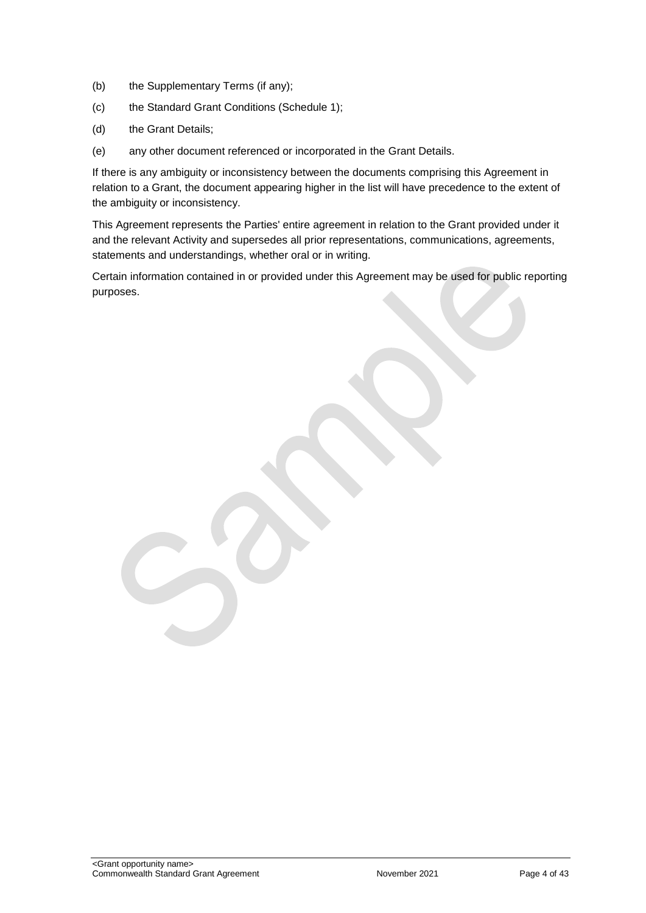(b) the Supplementary Terms (if any);

(c) the Standard Grant Conditions (Schedule 1);

(d) the Grant Details;

(e) any other document referenced or incorporated in the Grant Details.

If there is any ambiguity or inconsistency between the documents comprising this Agreement in relation to a Grant, the document appearing higher in the list will have precedence to the extent of the ambiguity or inconsistency.

This Agreement represents the Parties' entire agreement in relation to the Grant provided under it and the relevant Activity and supersedes all prior representations, communications, agreements, statements and understandings, whether oral or in writing.

Certain information contained in or provided under this Agreement may be used for public reporting purposes.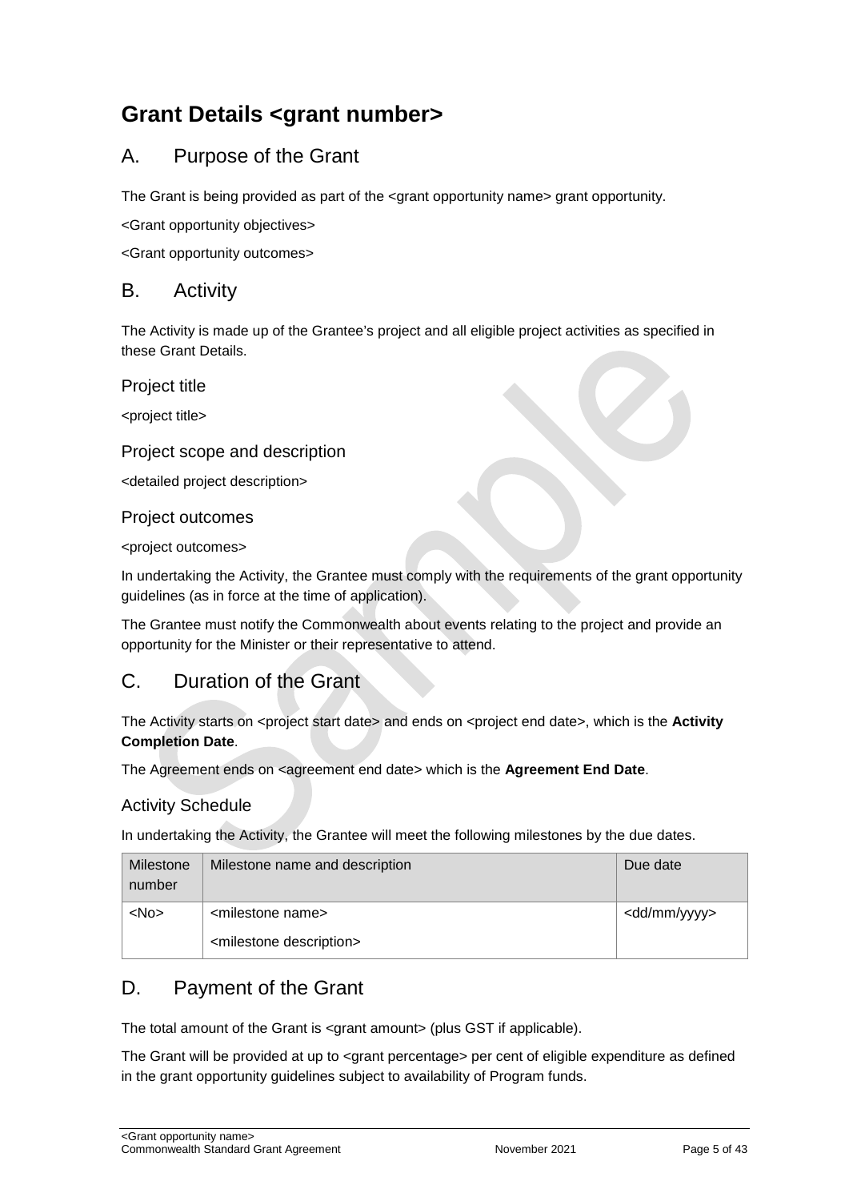# Grant Details <grant number>

## A. Purpose of the Grant

The Grant is being provided as part of the <grant opportunity name> grant opportunity.

<Grant opportunity objectives>

<Grant opportunity outcomes>

## B. Activity

The Activity is made up of the Grantee's project and all eligible project activities as specified in these Grant Details.

### Project title

<project title>

### Project scope and description

<detailed project description>

### Project outcomes

<project outcomes>

In undertaking the Activity, the Grantee must comply with the requirements of the grant opportunity guidelines (as in force at the time of application).

The Grantee must notify the Commonwealth about events relating to the project and provide an opportunity for the Minister or their representative to attend.

## C. Duration of the Grant

The Activity starts on <project start date> and ends on <project end date>, which is the **Activity Completion Date**.

The Agreement ends on <agreement end date> which is the **Agreement End Date**.

### Activity Schedule

In undertaking the Activity, the Grantee will meet the following milestones by the due dates.

| Milestone number | Milestone name and description | Due date |
|---|---|---|
| <No> | <milestone name><br><milestone description> | <dd/mm/yyyy> |

## D. Payment of the Grant

The total amount of the Grant is <grant amount> (plus GST if applicable).

The Grant will be provided at up to <grant percentage> per cent of eligible expenditure as defined in the grant opportunity guidelines subject to availability of Program funds.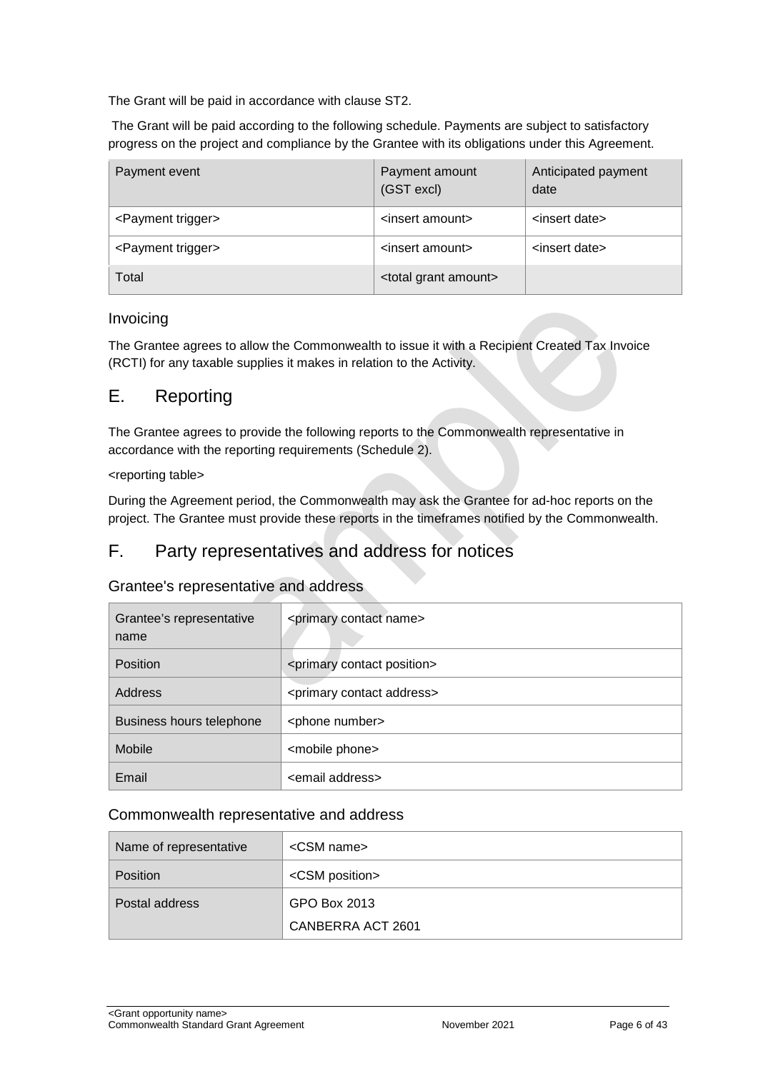The Grant will be paid in accordance with clause ST2.

The Grant will be paid according to the following schedule. Payments are subject to satisfactory progress on the project and compliance by the Grantee with its obligations under this Agreement.

| Payment event | Payment amount (GST excl) | Anticipated payment date |
| --- | --- | --- |
| <Payment trigger> | <insert amount> | <insert date> |
| <Payment trigger> | <insert amount> | <insert date> |
| Total | <total grant amount> | |

### Invoicing

The Grantee agrees to allow the Commonwealth to issue it with a Recipient Created Tax Invoice (RCTI) for any taxable supplies it makes in relation to the Activity.

## E. Reporting

The Grantee agrees to provide the following reports to the Commonwealth representative in accordance with the reporting requirements (Schedule 2).

<reporting table>

During the Agreement period, the Commonwealth may ask the Grantee for ad-hoc reports on the project. The Grantee must provide these reports in the timeframes notified by the Commonwealth.

## F. Party representatives and address for notices

### Grantee's representative and address

| Grantee's representative name | <primary contact name> |
| --- | --- |
| Position | <primary contact position> |
| Address | <primary contact address> |
| Business hours telephone | <phone number> |
| Mobile | <mobile phone> |
| Email | <email address> |

### Commonwealth representative and address

| Name of representative | <CSM name> |
| --- | --- |
| Position | <CSM position> |
| Postal address | GPO Box 2013<br>CANBERRA ACT 2601 |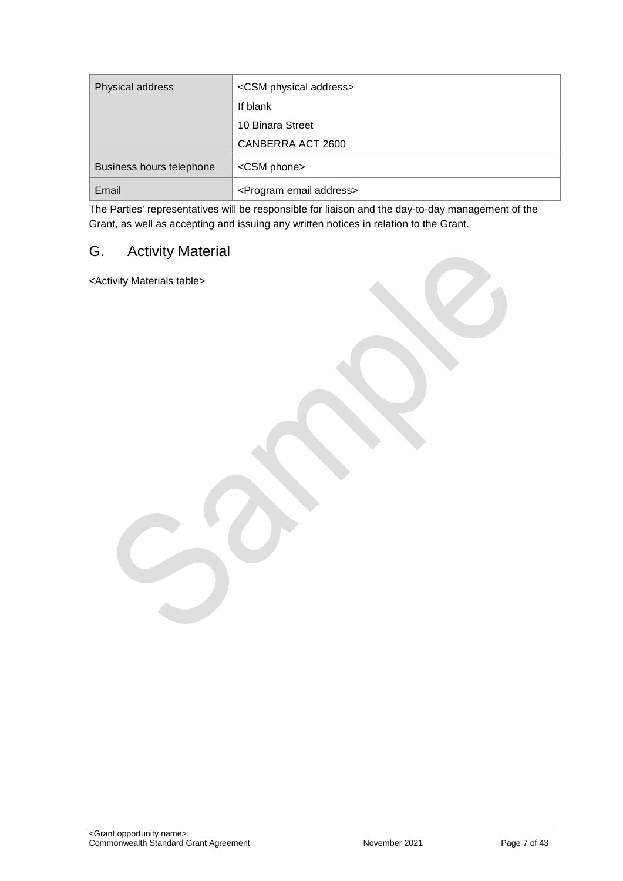| | |
|---|---|
| Physical address | <CSM physical address><br>If blank<br>10 Binara Street<br>CANBERRA ACT 2600 |
| Business hours telephone | <CSM phone> |
| Email | <Program email address> |

The Parties' representatives will be responsible for liaison and the day-to-day management of the Grant, as well as accepting and issuing any written notices in relation to the Grant.

## G. Activity Material

<Activity Materials table>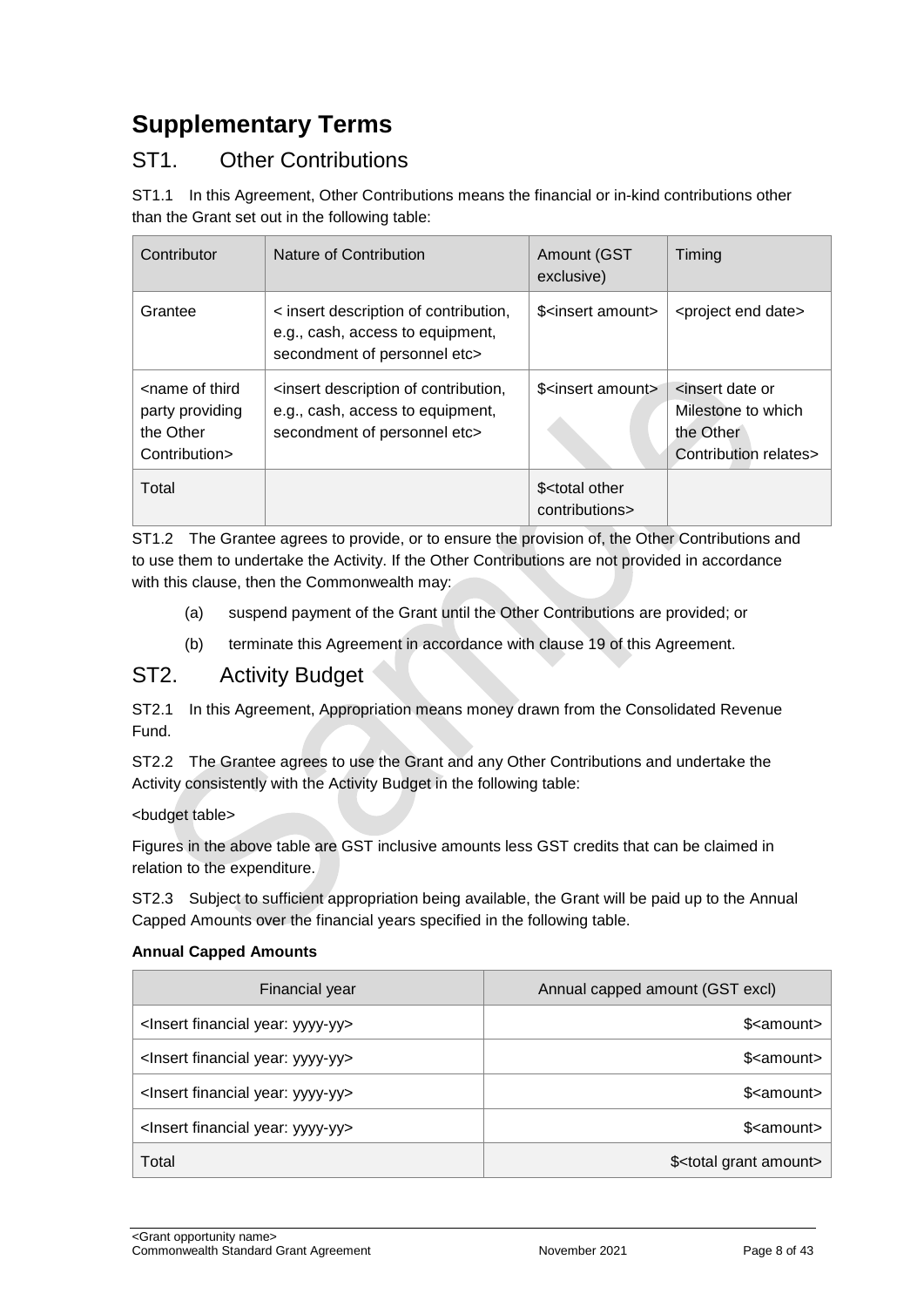# Supplementary Terms

## ST1. Other Contributions

ST1.1 In this Agreement, Other Contributions means the financial or in-kind contributions other than the Grant set out in the following table:

| Contributor | Nature of Contribution | Amount (GST exclusive) | Timing |
|---|---|---|---|
| Grantee | < insert description of contribution, e.g., cash, access to equipment, secondment of personnel etc> | $<insert amount> | <project end date> |
| <name of third party providing the Other Contribution> | <insert description of contribution, e.g., cash, access to equipment, secondment of personnel etc> | $<insert amount> | <insert date or Milestone to which the Other Contribution relates> |
| Total | | $<total other contributions> | |

ST1.2 The Grantee agrees to provide, or to ensure the provision of, the Other Contributions and to use them to undertake the Activity. If the Other Contributions are not provided in accordance with this clause, then the Commonwealth may:

(a) suspend payment of the Grant until the Other Contributions are provided; or

(b) terminate this Agreement in accordance with clause 19 of this Agreement.

## ST2. Activity Budget

ST2.1 In this Agreement, Appropriation means money drawn from the Consolidated Revenue Fund.

ST2.2 The Grantee agrees to use the Grant and any Other Contributions and undertake the Activity consistently with the Activity Budget in the following table:

<budget table>

Figures in the above table are GST inclusive amounts less GST credits that can be claimed in relation to the expenditure.

ST2.3 Subject to sufficient appropriation being available, the Grant will be paid up to the Annual Capped Amounts over the financial years specified in the following table.

**Annual Capped Amounts**

| Financial year | Annual capped amount (GST excl) |
|---|---|
| <Insert financial year: yyyy-yy> | $<amount> |
| <Insert financial year: yyyy-yy> | $<amount> |
| <Insert financial year: yyyy-yy> | $<amount> |
| <Insert financial year: yyyy-yy> | $<amount> |
| Total | $<total grant amount> |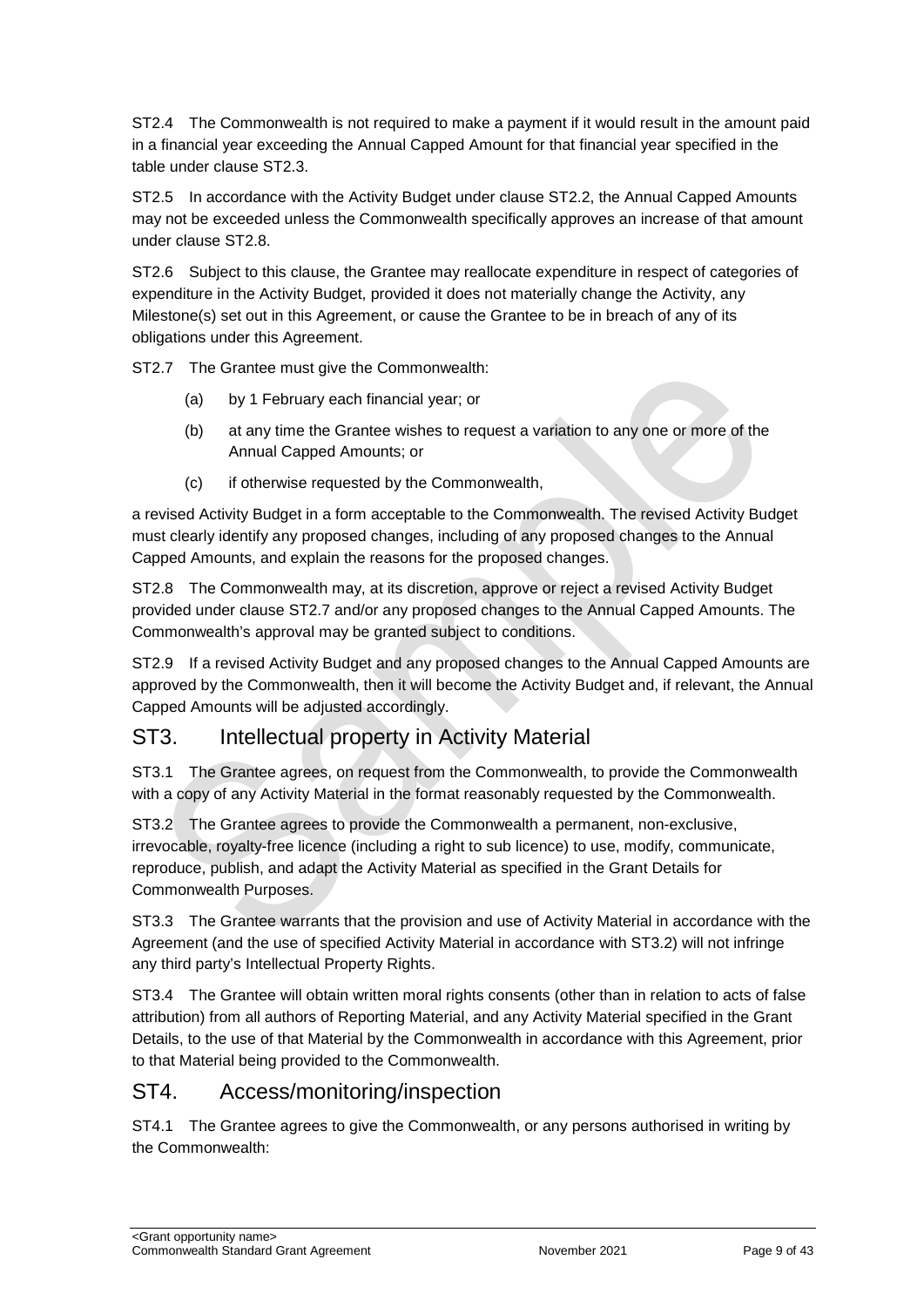ST2.4 The Commonwealth is not required to make a payment if it would result in the amount paid in a financial year exceeding the Annual Capped Amount for that financial year specified in the table under clause ST2.3.

ST2.5 In accordance with the Activity Budget under clause ST2.2, the Annual Capped Amounts may not be exceeded unless the Commonwealth specifically approves an increase of that amount under clause ST2.8.

ST2.6 Subject to this clause, the Grantee may reallocate expenditure in respect of categories of expenditure in the Activity Budget, provided it does not materially change the Activity, any Milestone(s) set out in this Agreement, or cause the Grantee to be in breach of any of its obligations under this Agreement.

ST2.7 The Grantee must give the Commonwealth:

(a) by 1 February each financial year; or

(b) at any time the Grantee wishes to request a variation to any one or more of the Annual Capped Amounts; or

(c) if otherwise requested by the Commonwealth,

a revised Activity Budget in a form acceptable to the Commonwealth. The revised Activity Budget must clearly identify any proposed changes, including of any proposed changes to the Annual Capped Amounts, and explain the reasons for the proposed changes.

ST2.8 The Commonwealth may, at its discretion, approve or reject a revised Activity Budget provided under clause ST2.7 and/or any proposed changes to the Annual Capped Amounts. The Commonwealth's approval may be granted subject to conditions.

ST2.9 If a revised Activity Budget and any proposed changes to the Annual Capped Amounts are approved by the Commonwealth, then it will become the Activity Budget and, if relevant, the Annual Capped Amounts will be adjusted accordingly.

## ST3. Intellectual property in Activity Material

ST3.1 The Grantee agrees, on request from the Commonwealth, to provide the Commonwealth with a copy of any Activity Material in the format reasonably requested by the Commonwealth.

ST3.2 The Grantee agrees to provide the Commonwealth a permanent, non-exclusive, irrevocable, royalty-free licence (including a right to sub licence) to use, modify, communicate, reproduce, publish, and adapt the Activity Material as specified in the Grant Details for Commonwealth Purposes.

ST3.3 The Grantee warrants that the provision and use of Activity Material in accordance with the Agreement (and the use of specified Activity Material in accordance with ST3.2) will not infringe any third party's Intellectual Property Rights.

ST3.4 The Grantee will obtain written moral rights consents (other than in relation to acts of false attribution) from all authors of Reporting Material, and any Activity Material specified in the Grant Details, to the use of that Material by the Commonwealth in accordance with this Agreement, prior to that Material being provided to the Commonwealth.

## ST4. Access/monitoring/inspection

ST4.1 The Grantee agrees to give the Commonwealth, or any persons authorised in writing by the Commonwealth: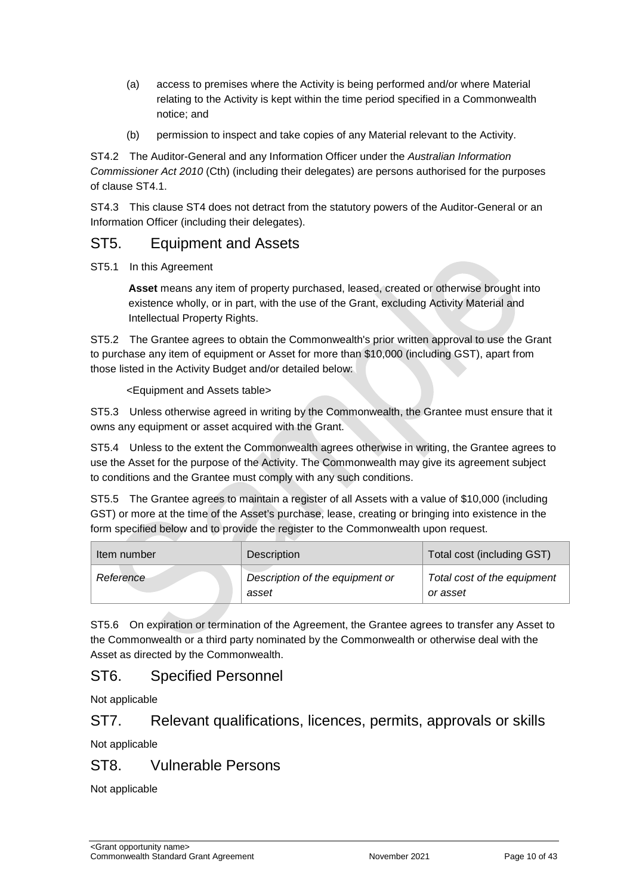(a) access to premises where the Activity is being performed and/or where Material relating to the Activity is kept within the time period specified in a Commonwealth notice; and

(b) permission to inspect and take copies of any Material relevant to the Activity.

ST4.2 The Auditor-General and any Information Officer under the *Australian Information Commissioner Act 2010* (Cth) (including their delegates) are persons authorised for the purposes of clause ST4.1.

ST4.3 This clause ST4 does not detract from the statutory powers of the Auditor-General or an Information Officer (including their delegates).

## ST5. Equipment and Assets

ST5.1 In this Agreement

**Asset** means any item of property purchased, leased, created or otherwise brought into existence wholly, or in part, with the use of the Grant, excluding Activity Material and Intellectual Property Rights.

ST5.2 The Grantee agrees to obtain the Commonwealth's prior written approval to use the Grant to purchase any item of equipment or Asset for more than $10,000 (including GST), apart from those listed in the Activity Budget and/or detailed below:

<Equipment and Assets table>

ST5.3 Unless otherwise agreed in writing by the Commonwealth, the Grantee must ensure that it owns any equipment or asset acquired with the Grant.

ST5.4 Unless to the extent the Commonwealth agrees otherwise in writing, the Grantee agrees to use the Asset for the purpose of the Activity. The Commonwealth may give its agreement subject to conditions and the Grantee must comply with any such conditions.

ST5.5 The Grantee agrees to maintain a register of all Assets with a value of $10,000 (including GST) or more at the time of the Asset's purchase, lease, creating or bringing into existence in the form specified below and to provide the register to the Commonwealth upon request.

| Item number | Description | Total cost (including GST) |
|---|---|---|
| *Reference* | *Description of the equipment or asset* | *Total cost of the equipment or asset* |

ST5.6 On expiration or termination of the Agreement, the Grantee agrees to transfer any Asset to the Commonwealth or a third party nominated by the Commonwealth or otherwise deal with the Asset as directed by the Commonwealth.

## ST6. Specified Personnel

Not applicable

## ST7. Relevant qualifications, licences, permits, approvals or skills

Not applicable

## ST8. Vulnerable Persons

Not applicable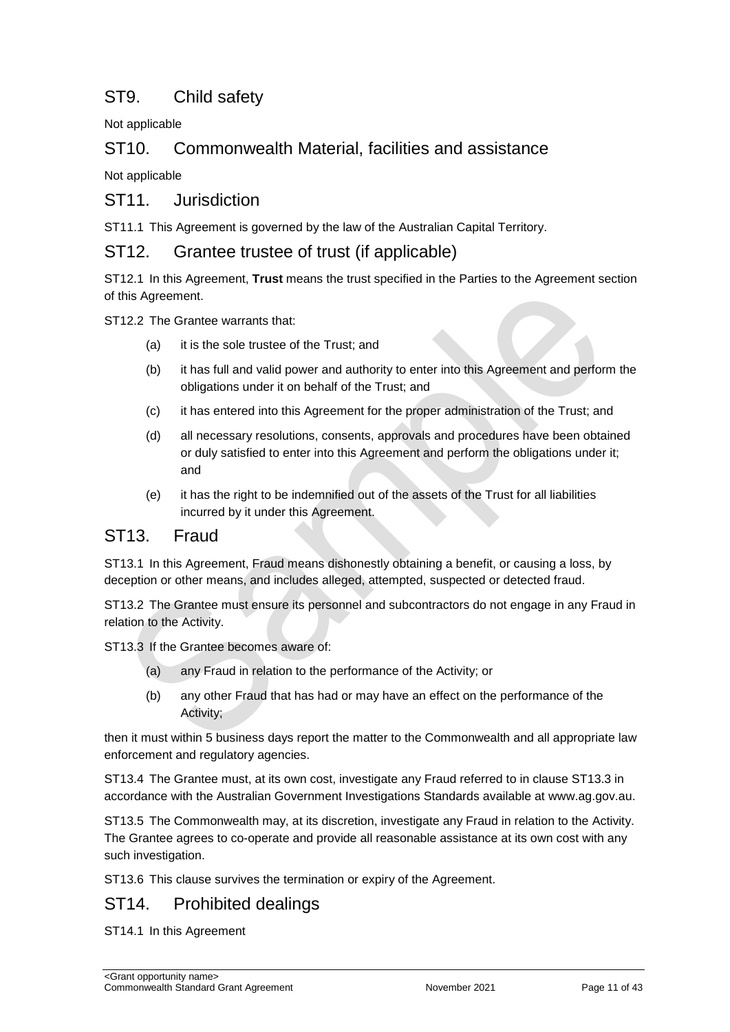## ST9. Child safety

Not applicable

## ST10. Commonwealth Material, facilities and assistance

Not applicable

## ST11. Jurisdiction

ST11.1 This Agreement is governed by the law of the Australian Capital Territory.

## ST12. Grantee trustee of trust (if applicable)

ST12.1 In this Agreement, **Trust** means the trust specified in the Parties to the Agreement section of this Agreement.

ST12.2 The Grantee warrants that:

(a) it is the sole trustee of the Trust; and

(b) it has full and valid power and authority to enter into this Agreement and perform the obligations under it on behalf of the Trust; and

(c) it has entered into this Agreement for the proper administration of the Trust; and

(d) all necessary resolutions, consents, approvals and procedures have been obtained or duly satisfied to enter into this Agreement and perform the obligations under it; and

(e) it has the right to be indemnified out of the assets of the Trust for all liabilities incurred by it under this Agreement.

## ST13. Fraud

ST13.1 In this Agreement, Fraud means dishonestly obtaining a benefit, or causing a loss, by deception or other means, and includes alleged, attempted, suspected or detected fraud.

ST13.2 The Grantee must ensure its personnel and subcontractors do not engage in any Fraud in relation to the Activity.

ST13.3 If the Grantee becomes aware of:

(a) any Fraud in relation to the performance of the Activity; or

(b) any other Fraud that has had or may have an effect on the performance of the Activity;

then it must within 5 business days report the matter to the Commonwealth and all appropriate law enforcement and regulatory agencies.

ST13.4 The Grantee must, at its own cost, investigate any Fraud referred to in clause ST13.3 in accordance with the Australian Government Investigations Standards available at www.ag.gov.au.

ST13.5 The Commonwealth may, at its discretion, investigate any Fraud in relation to the Activity. The Grantee agrees to co-operate and provide all reasonable assistance at its own cost with any such investigation.

ST13.6 This clause survives the termination or expiry of the Agreement.

## ST14. Prohibited dealings

ST14.1 In this Agreement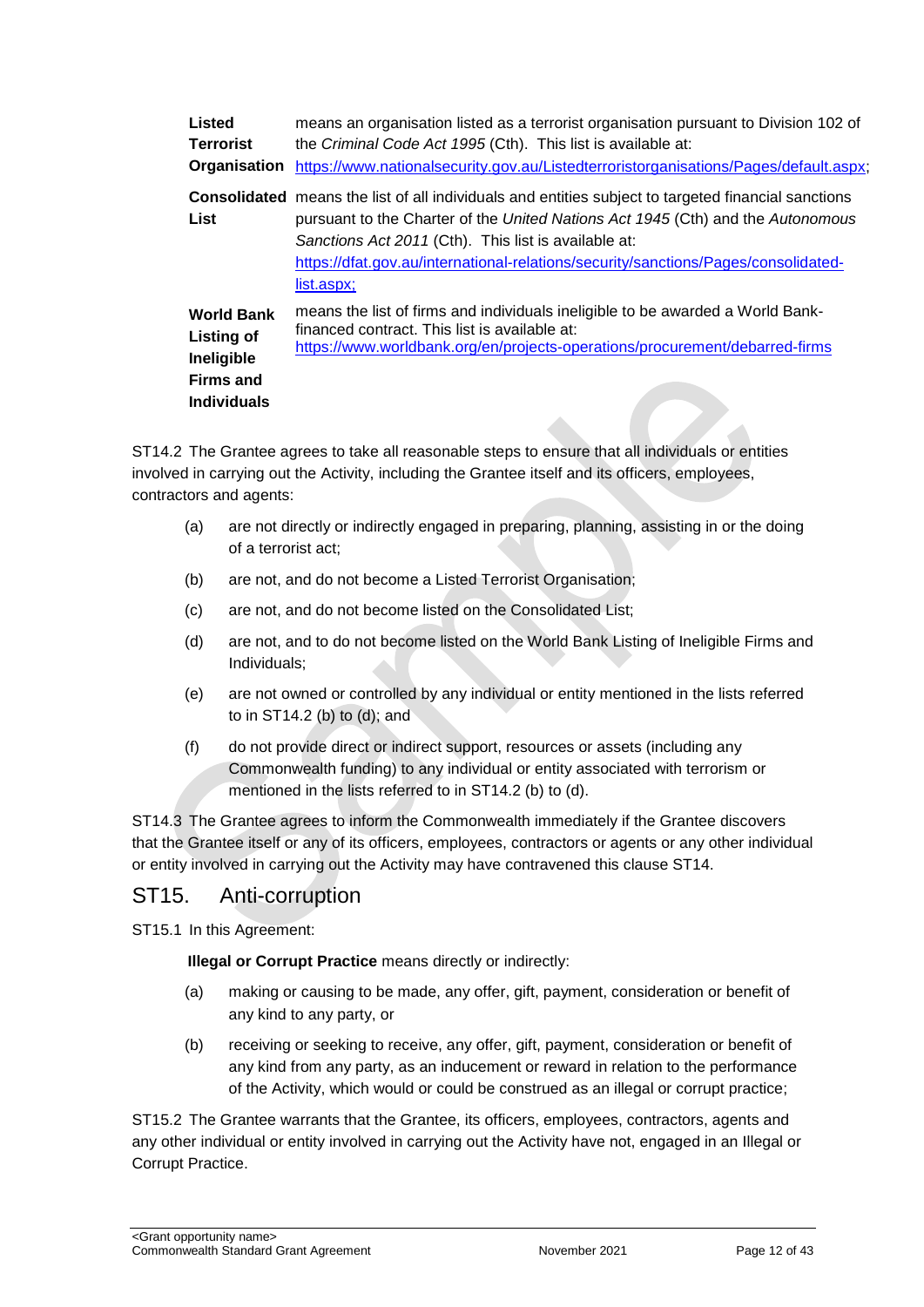| | |
|---|---|
| **Listed Terrorist Organisation** | means an organisation listed as a terrorist organisation pursuant to Division 102 of the *Criminal Code Act 1995* (Cth). This list is available at: https://www.nationalsecurity.gov.au/Listedterroristorganisations/Pages/default.aspx; |
| **Consolidated List** | means the list of all individuals and entities subject to targeted financial sanctions pursuant to the Charter of the *United Nations Act 1945* (Cth) and the *Autonomous Sanctions Act 2011* (Cth). This list is available at: https://dfat.gov.au/international-relations/security/sanctions/Pages/consolidated-list.aspx; |
| **World Bank Listing of Ineligible Firms and Individuals** | means the list of firms and individuals ineligible to be awarded a World Bank-financed contract. This list is available at: https://www.worldbank.org/en/projects-operations/procurement/debarred-firms |

ST14.2 The Grantee agrees to take all reasonable steps to ensure that all individuals or entities involved in carrying out the Activity, including the Grantee itself and its officers, employees, contractors and agents:

(a) are not directly or indirectly engaged in preparing, planning, assisting in or the doing of a terrorist act;

(b) are not, and do not become a Listed Terrorist Organisation;

(c) are not, and do not become listed on the Consolidated List;

(d) are not, and to do not become listed on the World Bank Listing of Ineligible Firms and Individuals;

(e) are not owned or controlled by any individual or entity mentioned in the lists referred to in ST14.2 (b) to (d); and

(f) do not provide direct or indirect support, resources or assets (including any Commonwealth funding) to any individual or entity associated with terrorism or mentioned in the lists referred to in ST14.2 (b) to (d).

ST14.3 The Grantee agrees to inform the Commonwealth immediately if the Grantee discovers that the Grantee itself or any of its officers, employees, contractors or agents or any other individual or entity involved in carrying out the Activity may have contravened this clause ST14.

## ST15. Anti-corruption

ST15.1 In this Agreement:

**Illegal or Corrupt Practice** means directly or indirectly:

(a) making or causing to be made, any offer, gift, payment, consideration or benefit of any kind to any party, or

(b) receiving or seeking to receive, any offer, gift, payment, consideration or benefit of any kind from any party, as an inducement or reward in relation to the performance of the Activity, which would or could be construed as an illegal or corrupt practice;

ST15.2 The Grantee warrants that the Grantee, its officers, employees, contractors, agents and any other individual or entity involved in carrying out the Activity have not, engaged in an Illegal or Corrupt Practice.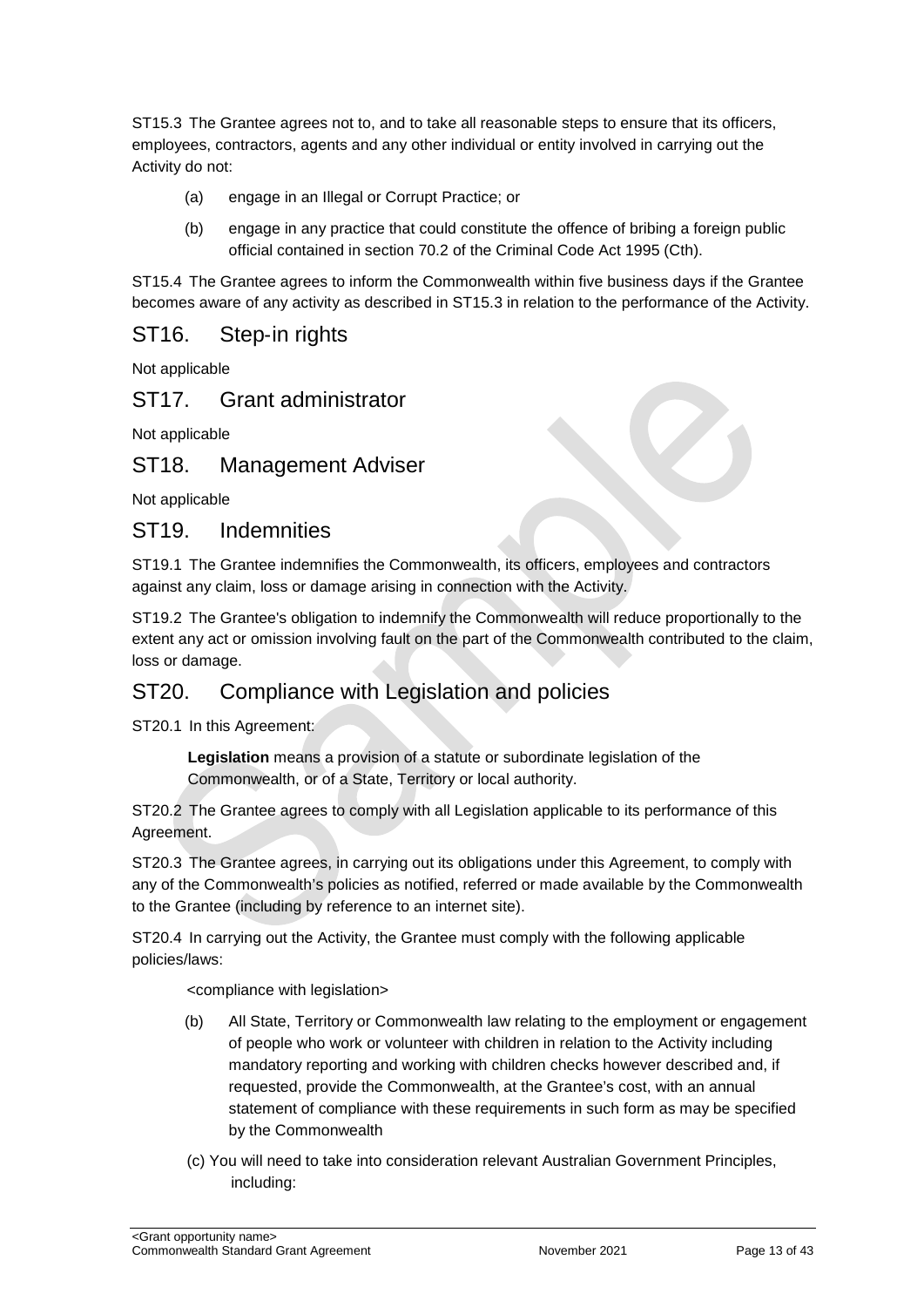ST15.3 The Grantee agrees not to, and to take all reasonable steps to ensure that its officers, employees, contractors, agents and any other individual or entity involved in carrying out the Activity do not:

(a) engage in an Illegal or Corrupt Practice; or

(b) engage in any practice that could constitute the offence of bribing a foreign public official contained in section 70.2 of the Criminal Code Act 1995 (Cth).

ST15.4 The Grantee agrees to inform the Commonwealth within five business days if the Grantee becomes aware of any activity as described in ST15.3 in relation to the performance of the Activity.

## ST16. Step-in rights

Not applicable

## ST17. Grant administrator

Not applicable

## ST18. Management Adviser

Not applicable

## ST19. Indemnities

ST19.1 The Grantee indemnifies the Commonwealth, its officers, employees and contractors against any claim, loss or damage arising in connection with the Activity.

ST19.2 The Grantee's obligation to indemnify the Commonwealth will reduce proportionally to the extent any act or omission involving fault on the part of the Commonwealth contributed to the claim, loss or damage.

## ST20. Compliance with Legislation and policies

ST20.1 In this Agreement:

**Legislation** means a provision of a statute or subordinate legislation of the Commonwealth, or of a State, Territory or local authority.

ST20.2 The Grantee agrees to comply with all Legislation applicable to its performance of this Agreement.

ST20.3 The Grantee agrees, in carrying out its obligations under this Agreement, to comply with any of the Commonwealth's policies as notified, referred or made available by the Commonwealth to the Grantee (including by reference to an internet site).

ST20.4 In carrying out the Activity, the Grantee must comply with the following applicable policies/laws:

<compliance with legislation>

(b) All State, Territory or Commonwealth law relating to the employment or engagement of people who work or volunteer with children in relation to the Activity including mandatory reporting and working with children checks however described and, if requested, provide the Commonwealth, at the Grantee's cost, with an annual statement of compliance with these requirements in such form as may be specified by the Commonwealth

(c) You will need to take into consideration relevant Australian Government Principles, including: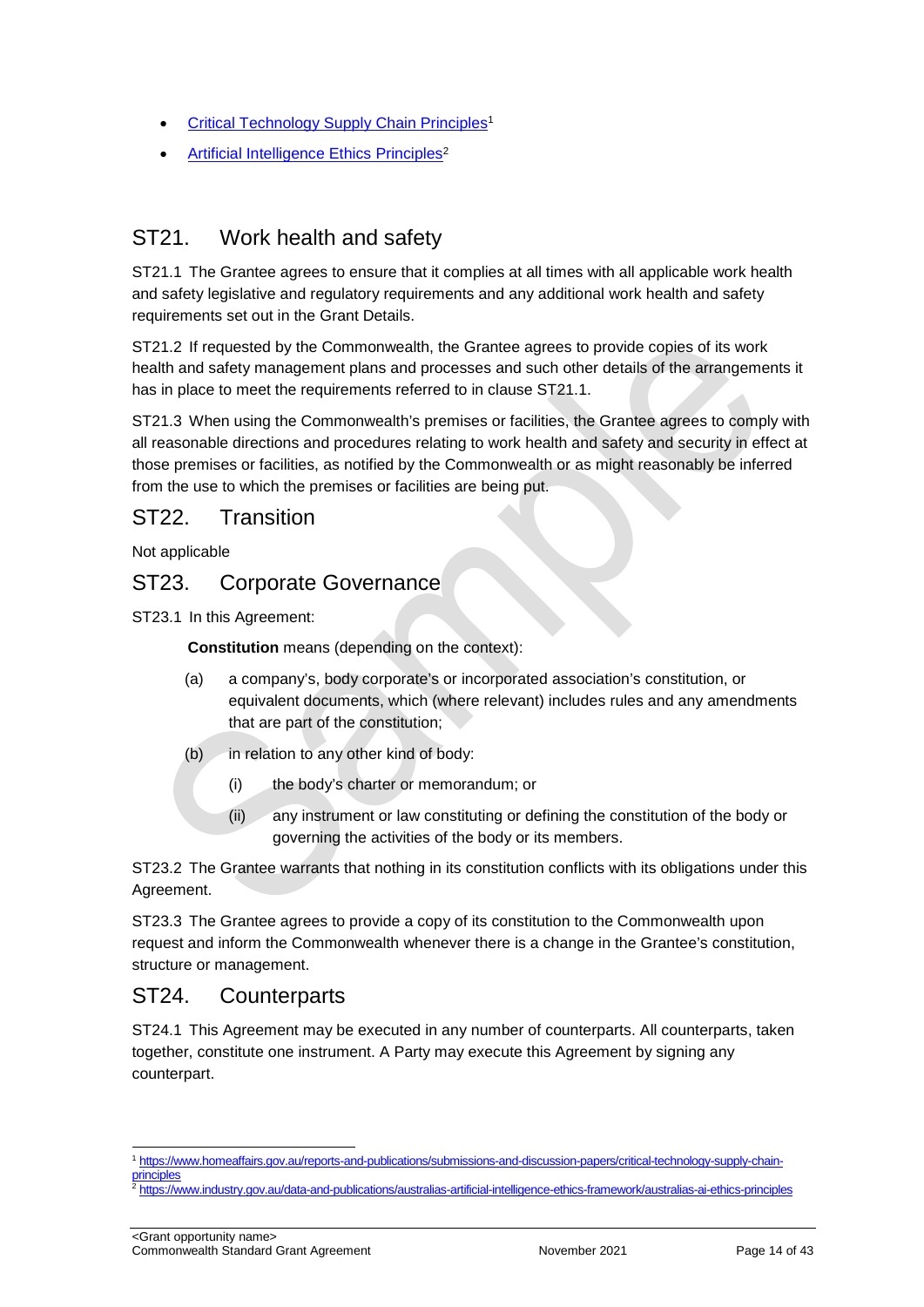- [Critical Technology Supply Chain Principles](https://www.homeaffairs.gov.au/reports-and-publications/submissions-and-discussion-papers/critical-technology-supply-chain-principles)[1]
- [Artificial Intelligence Ethics Principles](https://www.industry.gov.au/data-and-publications/australias-artificial-intelligence-ethics-framework/australias-ai-ethics-principles)[2]

## ST21. Work health and safety

ST21.1 The Grantee agrees to ensure that it complies at all times with all applicable work health and safety legislative and regulatory requirements and any additional work health and safety requirements set out in the Grant Details.

ST21.2 If requested by the Commonwealth, the Grantee agrees to provide copies of its work health and safety management plans and processes and such other details of the arrangements it has in place to meet the requirements referred to in clause ST21.1.

ST21.3 When using the Commonwealth's premises or facilities, the Grantee agrees to comply with all reasonable directions and procedures relating to work health and safety and security in effect at those premises or facilities, as notified by the Commonwealth or as might reasonably be inferred from the use to which the premises or facilities are being put.

## ST22. Transition

Not applicable

## ST23. Corporate Governance

ST23.1 In this Agreement:

**Constitution** means (depending on the context):

(a) a company's, body corporate's or incorporated association's constitution, or equivalent documents, which (where relevant) includes rules and any amendments that are part of the constitution;

(b) in relation to any other kind of body:

  (i) the body's charter or memorandum; or

  (ii) any instrument or law constituting or defining the constitution of the body or governing the activities of the body or its members.

ST23.2 The Grantee warrants that nothing in its constitution conflicts with its obligations under this Agreement.

ST23.3 The Grantee agrees to provide a copy of its constitution to the Commonwealth upon request and inform the Commonwealth whenever there is a change in the Grantee's constitution, structure or management.

## ST24. Counterparts

ST24.1 This Agreement may be executed in any number of counterparts. All counterparts, taken together, constitute one instrument. A Party may execute this Agreement by signing any counterpart.

---

[1] https://www.homeaffairs.gov.au/reports-and-publications/submissions-and-discussion-papers/critical-technology-supply-chain-principles

[2] https://www.industry.gov.au/data-and-publications/australias-artificial-intelligence-ethics-framework/australias-ai-ethics-principles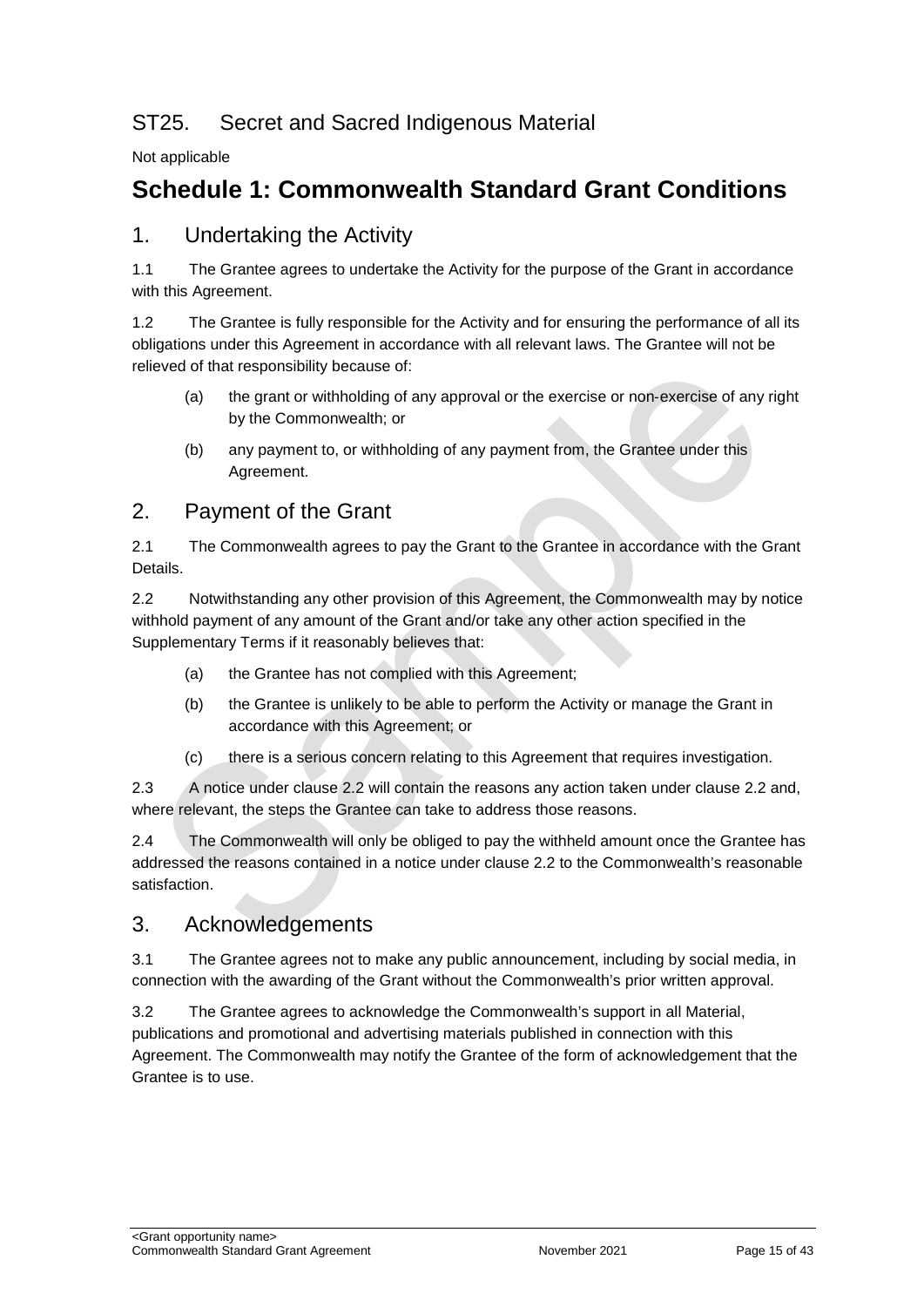## ST25. Secret and Sacred Indigenous Material

Not applicable

# Schedule 1: Commonwealth Standard Grant Conditions

## 1. Undertaking the Activity

1.1 The Grantee agrees to undertake the Activity for the purpose of the Grant in accordance with this Agreement.

1.2 The Grantee is fully responsible for the Activity and for ensuring the performance of all its obligations under this Agreement in accordance with all relevant laws. The Grantee will not be relieved of that responsibility because of:

- (a) the grant or withholding of any approval or the exercise or non-exercise of any right by the Commonwealth; or
- (b) any payment to, or withholding of any payment from, the Grantee under this Agreement.

## 2. Payment of the Grant

2.1 The Commonwealth agrees to pay the Grant to the Grantee in accordance with the Grant Details.

2.2 Notwithstanding any other provision of this Agreement, the Commonwealth may by notice withhold payment of any amount of the Grant and/or take any other action specified in the Supplementary Terms if it reasonably believes that:

- (a) the Grantee has not complied with this Agreement;
- (b) the Grantee is unlikely to be able to perform the Activity or manage the Grant in accordance with this Agreement; or
- (c) there is a serious concern relating to this Agreement that requires investigation.

2.3 A notice under clause 2.2 will contain the reasons any action taken under clause 2.2 and, where relevant, the steps the Grantee can take to address those reasons.

2.4 The Commonwealth will only be obliged to pay the withheld amount once the Grantee has addressed the reasons contained in a notice under clause 2.2 to the Commonwealth's reasonable satisfaction.

## 3. Acknowledgements

3.1 The Grantee agrees not to make any public announcement, including by social media, in connection with the awarding of the Grant without the Commonwealth's prior written approval.

3.2 The Grantee agrees to acknowledge the Commonwealth's support in all Material, publications and promotional and advertising materials published in connection with this Agreement. The Commonwealth may notify the Grantee of the form of acknowledgement that the Grantee is to use.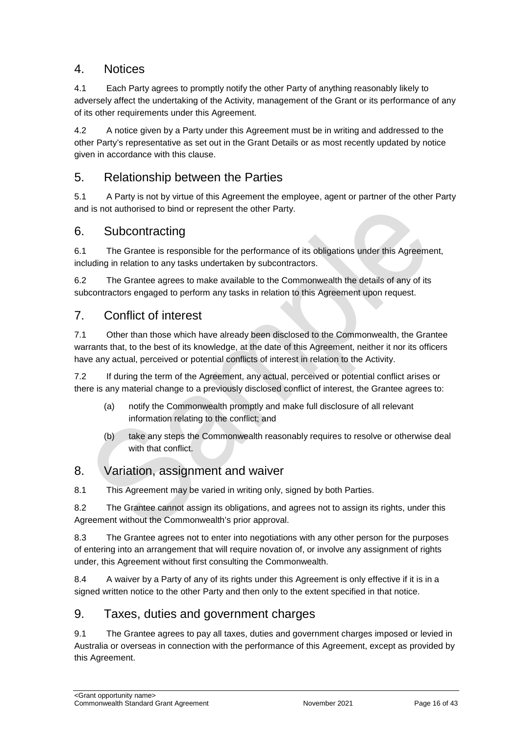## 4. Notices

4.1 Each Party agrees to promptly notify the other Party of anything reasonably likely to adversely affect the undertaking of the Activity, management of the Grant or its performance of any of its other requirements under this Agreement.

4.2 A notice given by a Party under this Agreement must be in writing and addressed to the other Party's representative as set out in the Grant Details or as most recently updated by notice given in accordance with this clause.

## 5. Relationship between the Parties

5.1 A Party is not by virtue of this Agreement the employee, agent or partner of the other Party and is not authorised to bind or represent the other Party.

## 6. Subcontracting

6.1 The Grantee is responsible for the performance of its obligations under this Agreement, including in relation to any tasks undertaken by subcontractors.

6.2 The Grantee agrees to make available to the Commonwealth the details of any of its subcontractors engaged to perform any tasks in relation to this Agreement upon request.

## 7. Conflict of interest

7.1 Other than those which have already been disclosed to the Commonwealth, the Grantee warrants that, to the best of its knowledge, at the date of this Agreement, neither it nor its officers have any actual, perceived or potential conflicts of interest in relation to the Activity.

7.2 If during the term of the Agreement, any actual, perceived or potential conflict arises or there is any material change to a previously disclosed conflict of interest, the Grantee agrees to:

(a) notify the Commonwealth promptly and make full disclosure of all relevant information relating to the conflict; and

(b) take any steps the Commonwealth reasonably requires to resolve or otherwise deal with that conflict.

## 8. Variation, assignment and waiver

8.1 This Agreement may be varied in writing only, signed by both Parties.

8.2 The Grantee cannot assign its obligations, and agrees not to assign its rights, under this Agreement without the Commonwealth's prior approval.

8.3 The Grantee agrees not to enter into negotiations with any other person for the purposes of entering into an arrangement that will require novation of, or involve any assignment of rights under, this Agreement without first consulting the Commonwealth.

8.4 A waiver by a Party of any of its rights under this Agreement is only effective if it is in a signed written notice to the other Party and then only to the extent specified in that notice.

## 9. Taxes, duties and government charges

9.1 The Grantee agrees to pay all taxes, duties and government charges imposed or levied in Australia or overseas in connection with the performance of this Agreement, except as provided by this Agreement.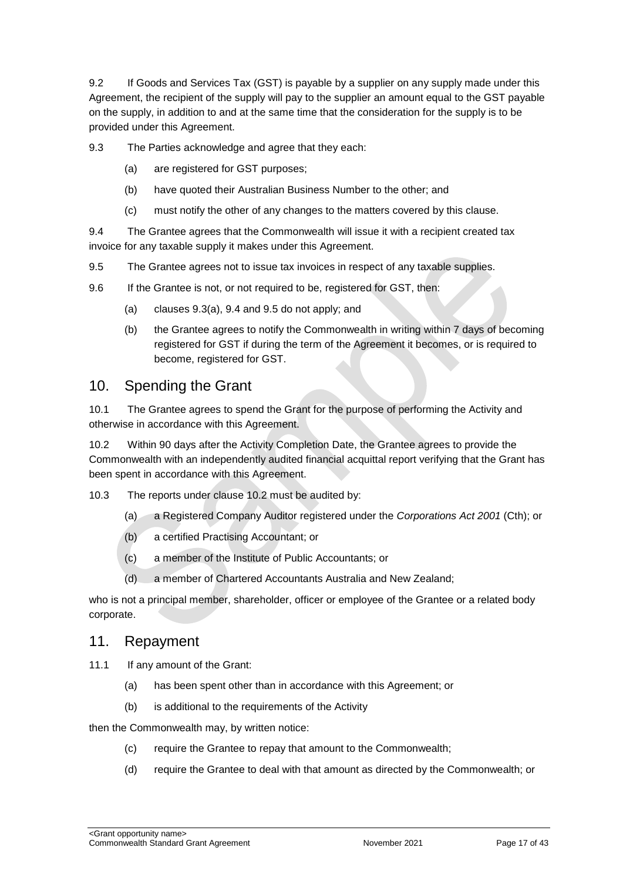9.2 If Goods and Services Tax (GST) is payable by a supplier on any supply made under this Agreement, the recipient of the supply will pay to the supplier an amount equal to the GST payable on the supply, in addition to and at the same time that the consideration for the supply is to be provided under this Agreement.

9.3 The Parties acknowledge and agree that they each:

(a) are registered for GST purposes;

(b) have quoted their Australian Business Number to the other; and

(c) must notify the other of any changes to the matters covered by this clause.

9.4 The Grantee agrees that the Commonwealth will issue it with a recipient created tax invoice for any taxable supply it makes under this Agreement.

9.5 The Grantee agrees not to issue tax invoices in respect of any taxable supplies.

9.6 If the Grantee is not, or not required to be, registered for GST, then:

(a) clauses 9.3(a), 9.4 and 9.5 do not apply; and

(b) the Grantee agrees to notify the Commonwealth in writing within 7 days of becoming registered for GST if during the term of the Agreement it becomes, or is required to become, registered for GST.

## 10. Spending the Grant

10.1 The Grantee agrees to spend the Grant for the purpose of performing the Activity and otherwise in accordance with this Agreement.

10.2 Within 90 days after the Activity Completion Date, the Grantee agrees to provide the Commonwealth with an independently audited financial acquittal report verifying that the Grant has been spent in accordance with this Agreement.

10.3 The reports under clause 10.2 must be audited by:

(a) a Registered Company Auditor registered under the *Corporations Act 2001* (Cth); or

(b) a certified Practising Accountant; or

(c) a member of the Institute of Public Accountants; or

(d) a member of Chartered Accountants Australia and New Zealand;

who is not a principal member, shareholder, officer or employee of the Grantee or a related body corporate.

## 11. Repayment

11.1 If any amount of the Grant:

(a) has been spent other than in accordance with this Agreement; or

(b) is additional to the requirements of the Activity

then the Commonwealth may, by written notice:

(c) require the Grantee to repay that amount to the Commonwealth;

(d) require the Grantee to deal with that amount as directed by the Commonwealth; or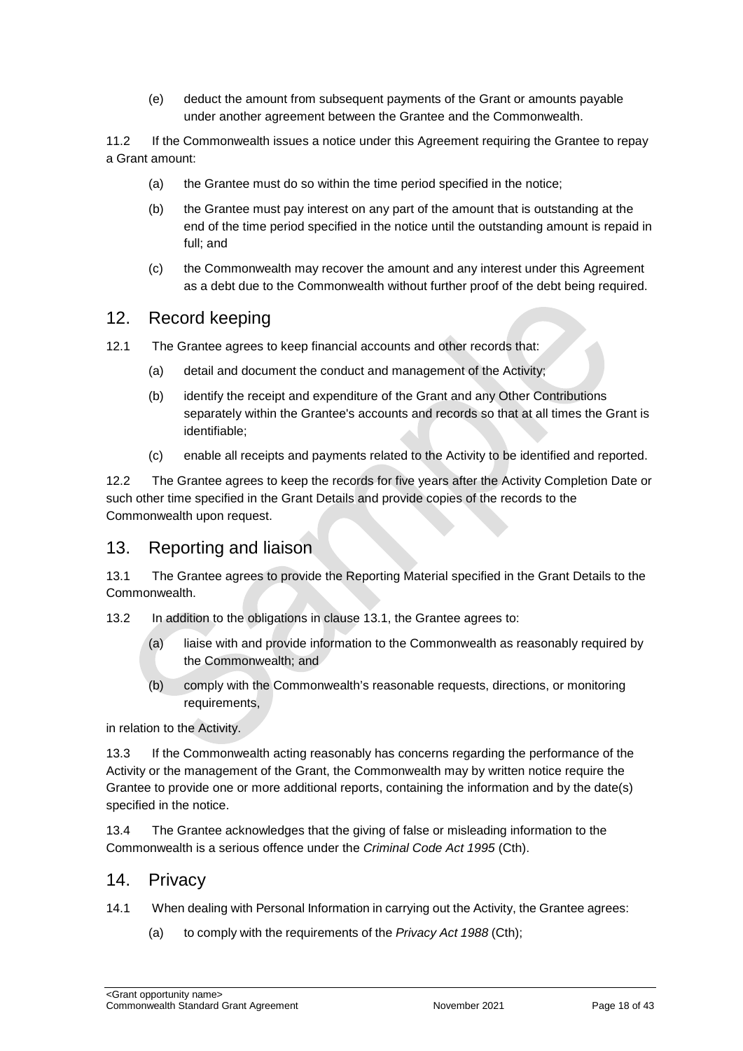(e) deduct the amount from subsequent payments of the Grant or amounts payable under another agreement between the Grantee and the Commonwealth.

11.2 If the Commonwealth issues a notice under this Agreement requiring the Grantee to repay a Grant amount:

(a) the Grantee must do so within the time period specified in the notice;

(b) the Grantee must pay interest on any part of the amount that is outstanding at the end of the time period specified in the notice until the outstanding amount is repaid in full; and

(c) the Commonwealth may recover the amount and any interest under this Agreement as a debt due to the Commonwealth without further proof of the debt being required.

## 12. Record keeping

12.1 The Grantee agrees to keep financial accounts and other records that:

(a) detail and document the conduct and management of the Activity;

(b) identify the receipt and expenditure of the Grant and any Other Contributions separately within the Grantee's accounts and records so that at all times the Grant is identifiable;

(c) enable all receipts and payments related to the Activity to be identified and reported.

12.2 The Grantee agrees to keep the records for five years after the Activity Completion Date or such other time specified in the Grant Details and provide copies of the records to the Commonwealth upon request.

## 13. Reporting and liaison

13.1 The Grantee agrees to provide the Reporting Material specified in the Grant Details to the Commonwealth.

13.2 In addition to the obligations in clause 13.1, the Grantee agrees to:

(a) liaise with and provide information to the Commonwealth as reasonably required by the Commonwealth; and

(b) comply with the Commonwealth's reasonable requests, directions, or monitoring requirements,

in relation to the Activity.

13.3 If the Commonwealth acting reasonably has concerns regarding the performance of the Activity or the management of the Grant, the Commonwealth may by written notice require the Grantee to provide one or more additional reports, containing the information and by the date(s) specified in the notice.

13.4 The Grantee acknowledges that the giving of false or misleading information to the Commonwealth is a serious offence under the *Criminal Code Act 1995* (Cth).

## 14. Privacy

14.1 When dealing with Personal Information in carrying out the Activity, the Grantee agrees:

(a) to comply with the requirements of the *Privacy Act 1988* (Cth);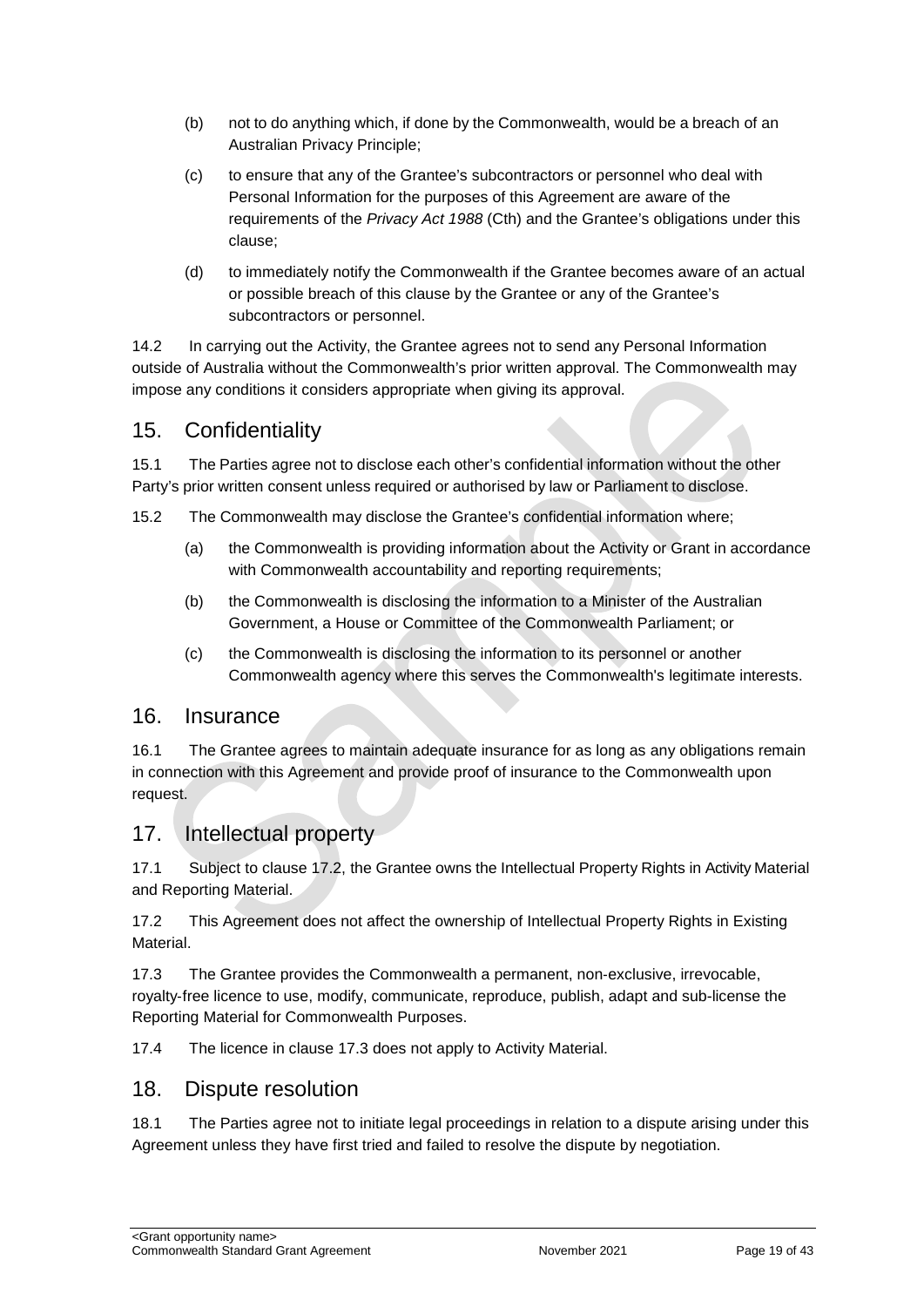(b) not to do anything which, if done by the Commonwealth, would be a breach of an Australian Privacy Principle;

(c) to ensure that any of the Grantee's subcontractors or personnel who deal with Personal Information for the purposes of this Agreement are aware of the requirements of the *Privacy Act 1988* (Cth) and the Grantee's obligations under this clause;

(d) to immediately notify the Commonwealth if the Grantee becomes aware of an actual or possible breach of this clause by the Grantee or any of the Grantee's subcontractors or personnel.

14.2 In carrying out the Activity, the Grantee agrees not to send any Personal Information outside of Australia without the Commonwealth's prior written approval. The Commonwealth may impose any conditions it considers appropriate when giving its approval.

## 15. Confidentiality

15.1 The Parties agree not to disclose each other's confidential information without the other Party's prior written consent unless required or authorised by law or Parliament to disclose.

15.2 The Commonwealth may disclose the Grantee's confidential information where;

(a) the Commonwealth is providing information about the Activity or Grant in accordance with Commonwealth accountability and reporting requirements;

(b) the Commonwealth is disclosing the information to a Minister of the Australian Government, a House or Committee of the Commonwealth Parliament; or

(c) the Commonwealth is disclosing the information to its personnel or another Commonwealth agency where this serves the Commonwealth's legitimate interests.

## 16. Insurance

16.1 The Grantee agrees to maintain adequate insurance for as long as any obligations remain in connection with this Agreement and provide proof of insurance to the Commonwealth upon request.

## 17. Intellectual property

17.1 Subject to clause 17.2, the Grantee owns the Intellectual Property Rights in Activity Material and Reporting Material.

17.2 This Agreement does not affect the ownership of Intellectual Property Rights in Existing Material.

17.3 The Grantee provides the Commonwealth a permanent, non-exclusive, irrevocable, royalty-free licence to use, modify, communicate, reproduce, publish, adapt and sub-license the Reporting Material for Commonwealth Purposes.

17.4 The licence in clause 17.3 does not apply to Activity Material.

## 18. Dispute resolution

18.1 The Parties agree not to initiate legal proceedings in relation to a dispute arising under this Agreement unless they have first tried and failed to resolve the dispute by negotiation.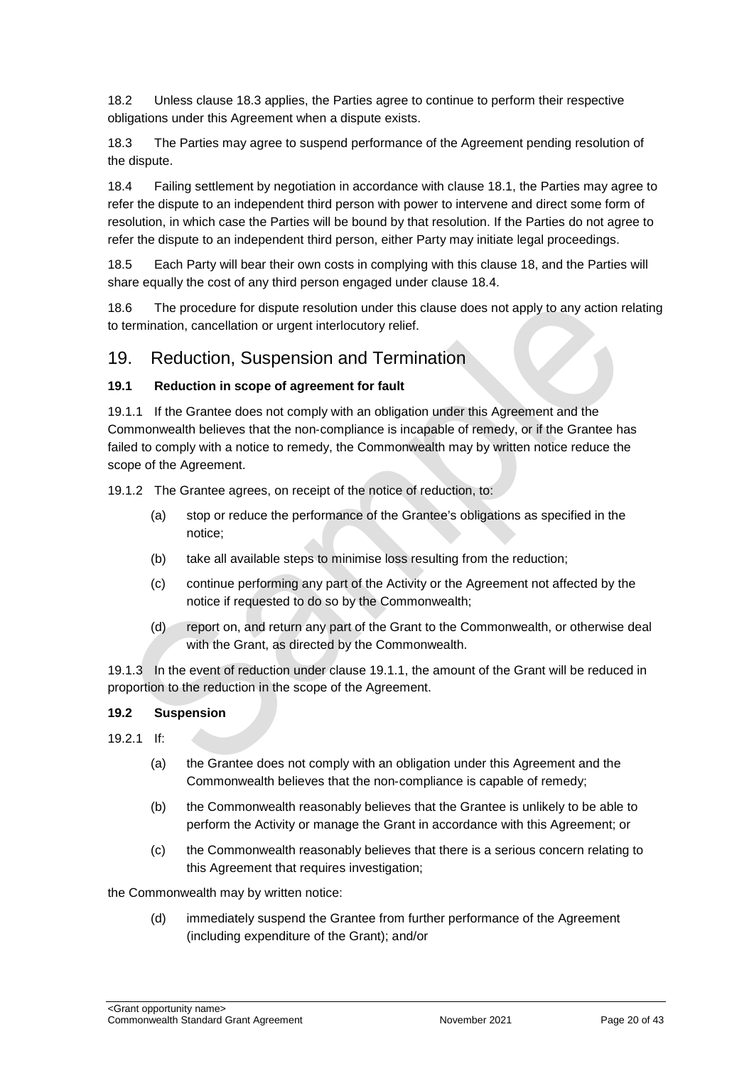18.2 Unless clause 18.3 applies, the Parties agree to continue to perform their respective obligations under this Agreement when a dispute exists.

18.3 The Parties may agree to suspend performance of the Agreement pending resolution of the dispute.

18.4 Failing settlement by negotiation in accordance with clause 18.1, the Parties may agree to refer the dispute to an independent third person with power to intervene and direct some form of resolution, in which case the Parties will be bound by that resolution. If the Parties do not agree to refer the dispute to an independent third person, either Party may initiate legal proceedings.

18.5 Each Party will bear their own costs in complying with this clause 18, and the Parties will share equally the cost of any third person engaged under clause 18.4.

18.6 The procedure for dispute resolution under this clause does not apply to any action relating to termination, cancellation or urgent interlocutory relief.

## 19. Reduction, Suspension and Termination

**19.1 Reduction in scope of agreement for fault**

19.1.1 If the Grantee does not comply with an obligation under this Agreement and the Commonwealth believes that the non-compliance is incapable of remedy, or if the Grantee has failed to comply with a notice to remedy, the Commonwealth may by written notice reduce the scope of the Agreement.

19.1.2 The Grantee agrees, on receipt of the notice of reduction, to:

(a) stop or reduce the performance of the Grantee's obligations as specified in the notice;

(b) take all available steps to minimise loss resulting from the reduction;

(c) continue performing any part of the Activity or the Agreement not affected by the notice if requested to do so by the Commonwealth;

(d) report on, and return any part of the Grant to the Commonwealth, or otherwise deal with the Grant, as directed by the Commonwealth.

19.1.3 In the event of reduction under clause 19.1.1, the amount of the Grant will be reduced in proportion to the reduction in the scope of the Agreement.

**19.2 Suspension**

19.2.1 If:

(a) the Grantee does not comply with an obligation under this Agreement and the Commonwealth believes that the non-compliance is capable of remedy;

(b) the Commonwealth reasonably believes that the Grantee is unlikely to be able to perform the Activity or manage the Grant in accordance with this Agreement; or

(c) the Commonwealth reasonably believes that there is a serious concern relating to this Agreement that requires investigation;

the Commonwealth may by written notice:

(d) immediately suspend the Grantee from further performance of the Agreement (including expenditure of the Grant); and/or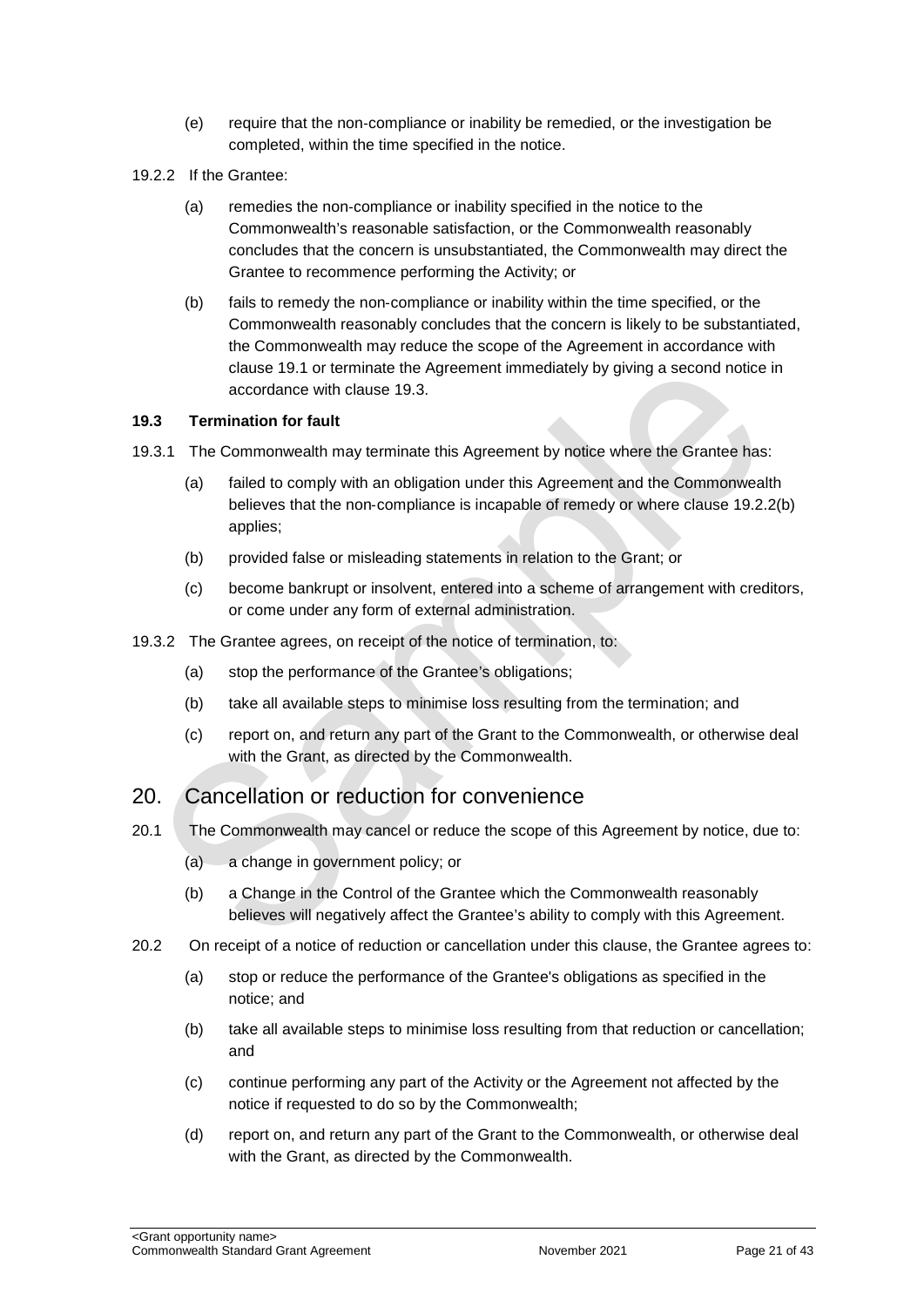(e) require that the non-compliance or inability be remedied, or the investigation be completed, within the time specified in the notice.

19.2.2 If the Grantee:

(a) remedies the non-compliance or inability specified in the notice to the Commonwealth's reasonable satisfaction, or the Commonwealth reasonably concludes that the concern is unsubstantiated, the Commonwealth may direct the Grantee to recommence performing the Activity; or

(b) fails to remedy the non-compliance or inability within the time specified, or the Commonwealth reasonably concludes that the concern is likely to be substantiated, the Commonwealth may reduce the scope of the Agreement in accordance with clause 19.1 or terminate the Agreement immediately by giving a second notice in accordance with clause 19.3.

**19.3 Termination for fault**

19.3.1 The Commonwealth may terminate this Agreement by notice where the Grantee has:

(a) failed to comply with an obligation under this Agreement and the Commonwealth believes that the non-compliance is incapable of remedy or where clause 19.2.2(b) applies;

(b) provided false or misleading statements in relation to the Grant; or

(c) become bankrupt or insolvent, entered into a scheme of arrangement with creditors, or come under any form of external administration.

19.3.2 The Grantee agrees, on receipt of the notice of termination, to:

(a) stop the performance of the Grantee's obligations;

(b) take all available steps to minimise loss resulting from the termination; and

(c) report on, and return any part of the Grant to the Commonwealth, or otherwise deal with the Grant, as directed by the Commonwealth.

## 20. Cancellation or reduction for convenience

20.1 The Commonwealth may cancel or reduce the scope of this Agreement by notice, due to:

(a) a change in government policy; or

(b) a Change in the Control of the Grantee which the Commonwealth reasonably believes will negatively affect the Grantee's ability to comply with this Agreement.

20.2 On receipt of a notice of reduction or cancellation under this clause, the Grantee agrees to:

(a) stop or reduce the performance of the Grantee's obligations as specified in the notice; and

(b) take all available steps to minimise loss resulting from that reduction or cancellation; and

(c) continue performing any part of the Activity or the Agreement not affected by the notice if requested to do so by the Commonwealth;

(d) report on, and return any part of the Grant to the Commonwealth, or otherwise deal with the Grant, as directed by the Commonwealth.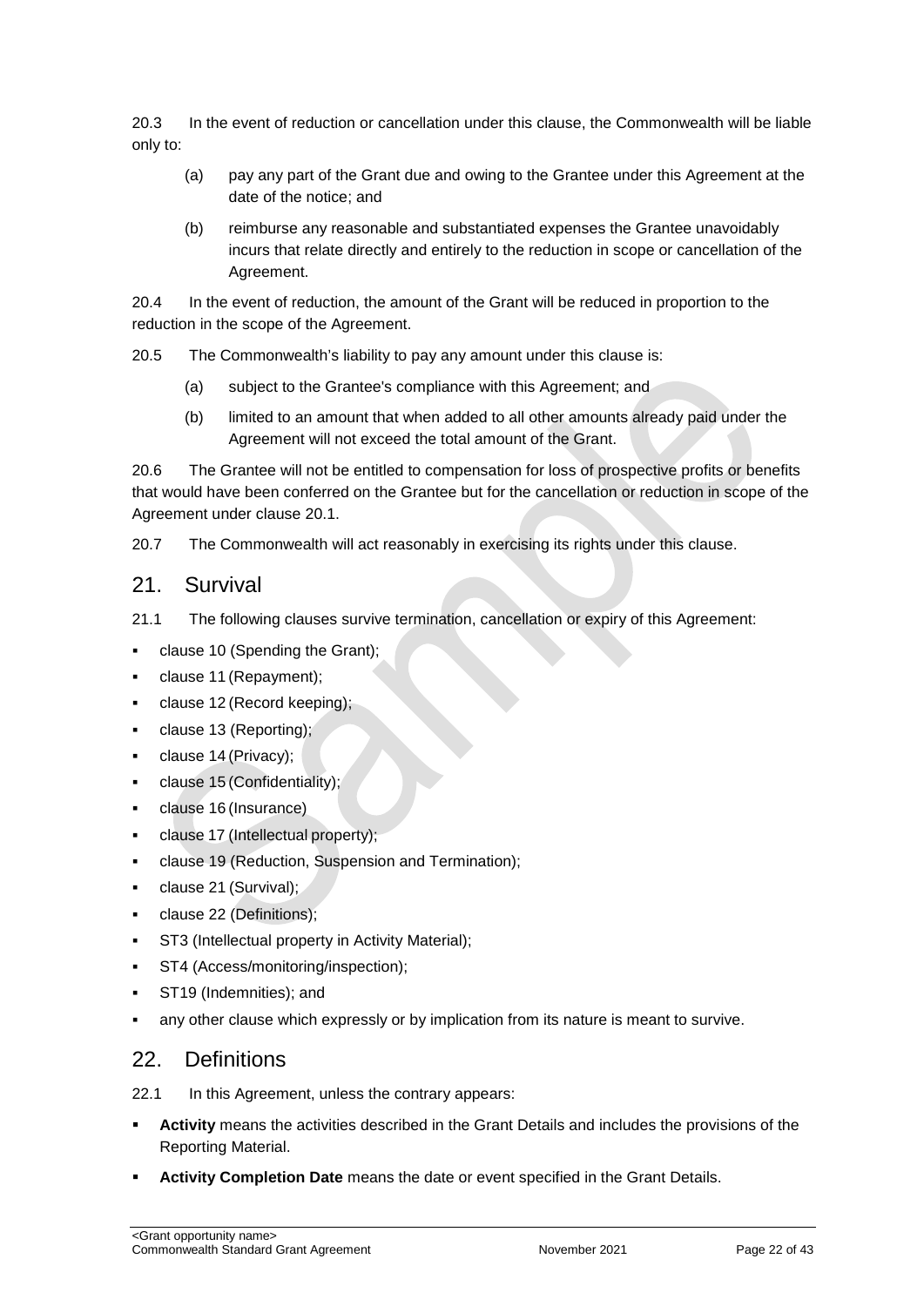20.3 In the event of reduction or cancellation under this clause, the Commonwealth will be liable only to:

(a) pay any part of the Grant due and owing to the Grantee under this Agreement at the date of the notice; and

(b) reimburse any reasonable and substantiated expenses the Grantee unavoidably incurs that relate directly and entirely to the reduction in scope or cancellation of the Agreement.

20.4 In the event of reduction, the amount of the Grant will be reduced in proportion to the reduction in the scope of the Agreement.

20.5 The Commonwealth's liability to pay any amount under this clause is:

(a) subject to the Grantee's compliance with this Agreement; and

(b) limited to an amount that when added to all other amounts already paid under the Agreement will not exceed the total amount of the Grant.

20.6 The Grantee will not be entitled to compensation for loss of prospective profits or benefits that would have been conferred on the Grantee but for the cancellation or reduction in scope of the Agreement under clause 20.1.

20.7 The Commonwealth will act reasonably in exercising its rights under this clause.

## 21. Survival

21.1 The following clauses survive termination, cancellation or expiry of this Agreement:

- clause 10 (Spending the Grant);
- clause 11 (Repayment);
- clause 12 (Record keeping);
- clause 13 (Reporting);
- clause 14 (Privacy);
- clause 15 (Confidentiality);
- clause 16 (Insurance)
- clause 17 (Intellectual property);
- clause 19 (Reduction, Suspension and Termination);
- clause 21 (Survival);
- clause 22 (Definitions);
- ST3 (Intellectual property in Activity Material);
- ST4 (Access/monitoring/inspection);
- ST19 (Indemnities); and
- any other clause which expressly or by implication from its nature is meant to survive.

## 22. Definitions

22.1 In this Agreement, unless the contrary appears:

- **Activity** means the activities described in the Grant Details and includes the provisions of the Reporting Material.
- **Activity Completion Date** means the date or event specified in the Grant Details.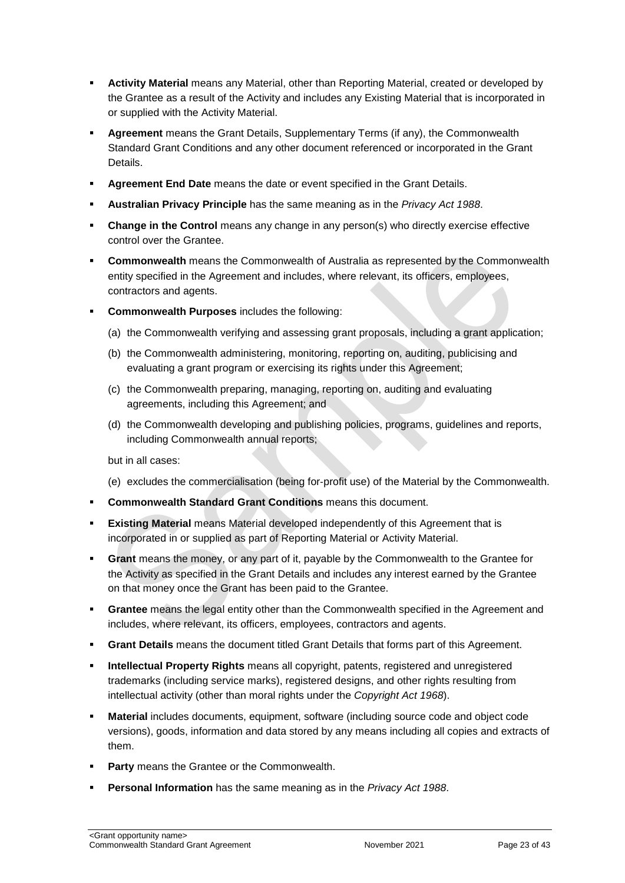- **Activity Material** means any Material, other than Reporting Material, created or developed by the Grantee as a result of the Activity and includes any Existing Material that is incorporated in or supplied with the Activity Material.
- **Agreement** means the Grant Details, Supplementary Terms (if any), the Commonwealth Standard Grant Conditions and any other document referenced or incorporated in the Grant Details.
- **Agreement End Date** means the date or event specified in the Grant Details.
- **Australian Privacy Principle** has the same meaning as in the *Privacy Act 1988*.
- **Change in the Control** means any change in any person(s) who directly exercise effective control over the Grantee.
- **Commonwealth** means the Commonwealth of Australia as represented by the Commonwealth entity specified in the Agreement and includes, where relevant, its officers, employees, contractors and agents.
- **Commonwealth Purposes** includes the following:
  - (a) the Commonwealth verifying and assessing grant proposals, including a grant application;
  - (b) the Commonwealth administering, monitoring, reporting on, auditing, publicising and evaluating a grant program or exercising its rights under this Agreement;
  - (c) the Commonwealth preparing, managing, reporting on, auditing and evaluating agreements, including this Agreement; and
  - (d) the Commonwealth developing and publishing policies, programs, guidelines and reports, including Commonwealth annual reports;

  but in all cases:

  - (e) excludes the commercialisation (being for-profit use) of the Material by the Commonwealth.
- **Commonwealth Standard Grant Conditions** means this document.
- **Existing Material** means Material developed independently of this Agreement that is incorporated in or supplied as part of Reporting Material or Activity Material.
- **Grant** means the money, or any part of it, payable by the Commonwealth to the Grantee for the Activity as specified in the Grant Details and includes any interest earned by the Grantee on that money once the Grant has been paid to the Grantee.
- **Grantee** means the legal entity other than the Commonwealth specified in the Agreement and includes, where relevant, its officers, employees, contractors and agents.
- **Grant Details** means the document titled Grant Details that forms part of this Agreement.
- **Intellectual Property Rights** means all copyright, patents, registered and unregistered trademarks (including service marks), registered designs, and other rights resulting from intellectual activity (other than moral rights under the *Copyright Act 1968*).
- **Material** includes documents, equipment, software (including source code and object code versions), goods, information and data stored by any means including all copies and extracts of them.
- **Party** means the Grantee or the Commonwealth.
- **Personal Information** has the same meaning as in the *Privacy Act 1988*.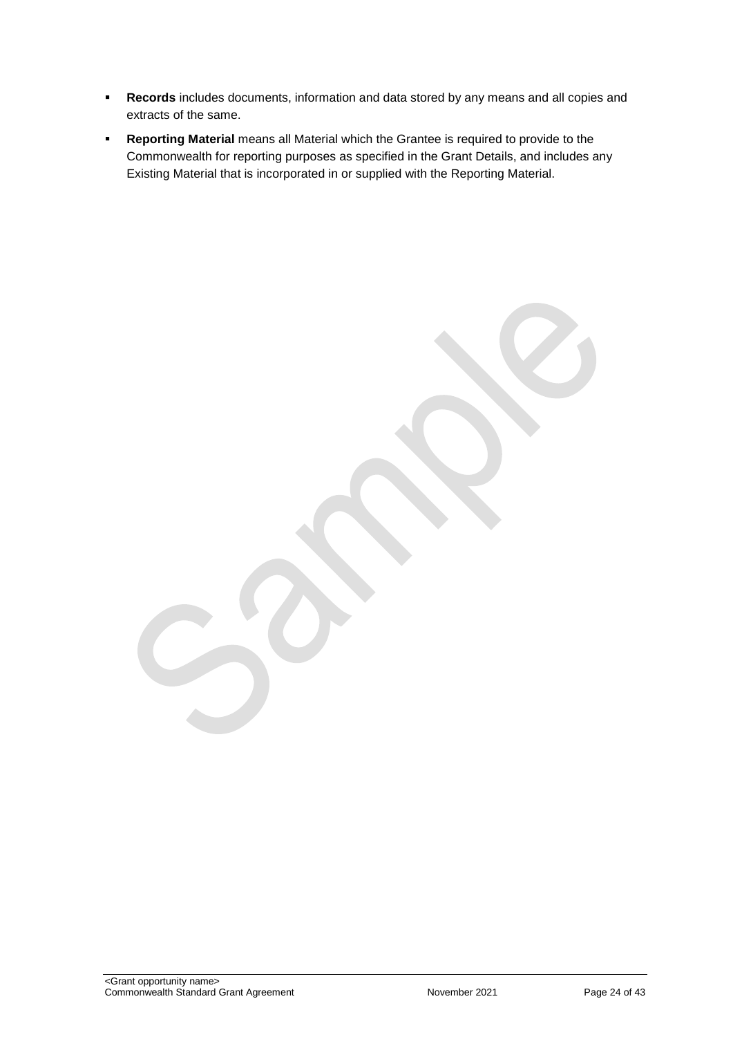- **Records** includes documents, information and data stored by any means and all copies and extracts of the same.
- **Reporting Material** means all Material which the Grantee is required to provide to the Commonwealth for reporting purposes as specified in the Grant Details, and includes any Existing Material that is incorporated in or supplied with the Reporting Material.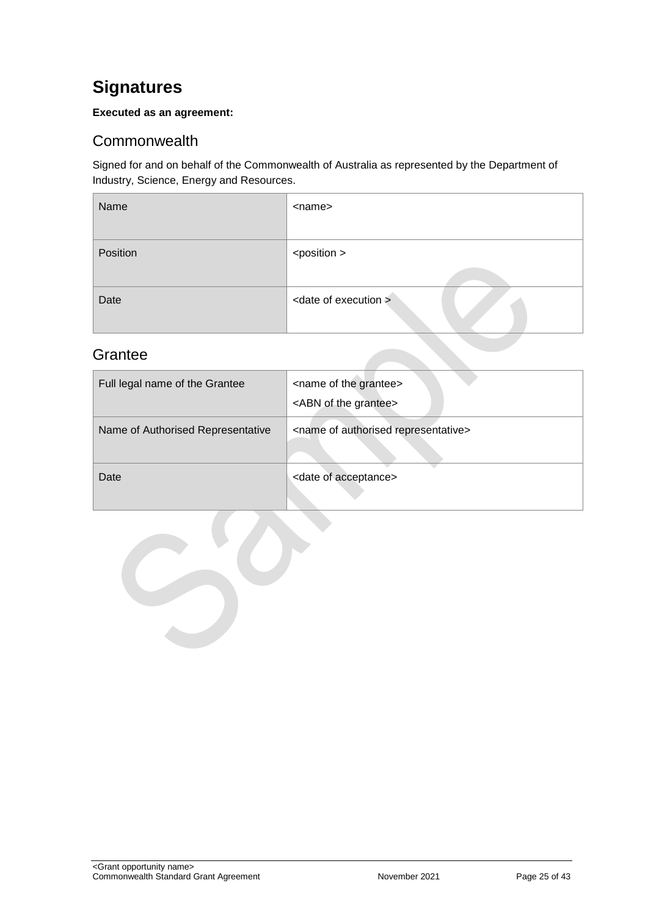# Signatures

**Executed as an agreement:**

## Commonwealth

Signed for and on behalf of the Commonwealth of Australia as represented by the Department of Industry, Science, Energy and Resources.

| Name | <name> |
|---|---|
| Position | <position > |
| Date | <date of execution > |

## Grantee

| Full legal name of the Grantee | <name of the grantee><br><ABN of the grantee> |
|---|---|
| Name of Authorised Representative | <name of authorised representative> |
| Date | <date of acceptance> |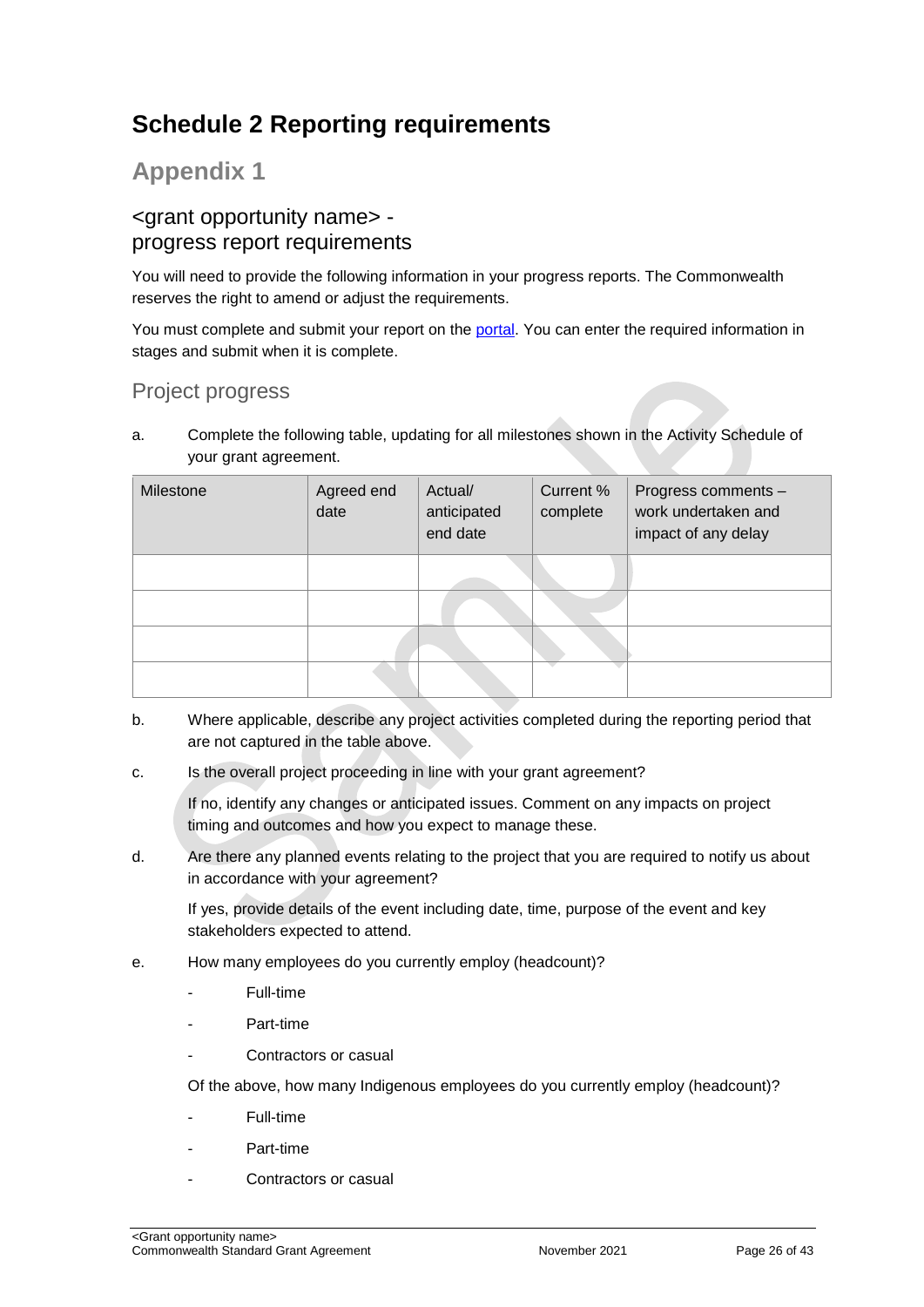# Schedule 2 Reporting requirements

## Appendix 1

### <grant opportunity name> - progress report requirements

You will need to provide the following information in your progress reports. The Commonwealth reserves the right to amend or adjust the requirements.

You must complete and submit your report on the portal. You can enter the required information in stages and submit when it is complete.

### Project progress

a. Complete the following table, updating for all milestones shown in the Activity Schedule of your grant agreement.

| Milestone | Agreed end date | Actual/ anticipated end date | Current % complete | Progress comments – work undertaken and impact of any delay |
|---|---|---|---|---|
| | | | | |
| | | | | |
| | | | | |
| | | | | |

b. Where applicable, describe any project activities completed during the reporting period that are not captured in the table above.

c. Is the overall project proceeding in line with your grant agreement?

   If no, identify any changes or anticipated issues. Comment on any impacts on project timing and outcomes and how you expect to manage these.

d. Are there any planned events relating to the project that you are required to notify us about in accordance with your agreement?

   If yes, provide details of the event including date, time, purpose of the event and key stakeholders expected to attend.

e. How many employees do you currently employ (headcount)?

   - Full-time
   - Part-time
   - Contractors or casual

   Of the above, how many Indigenous employees do you currently employ (headcount)?

   - Full-time
   - Part-time
   - Contractors or casual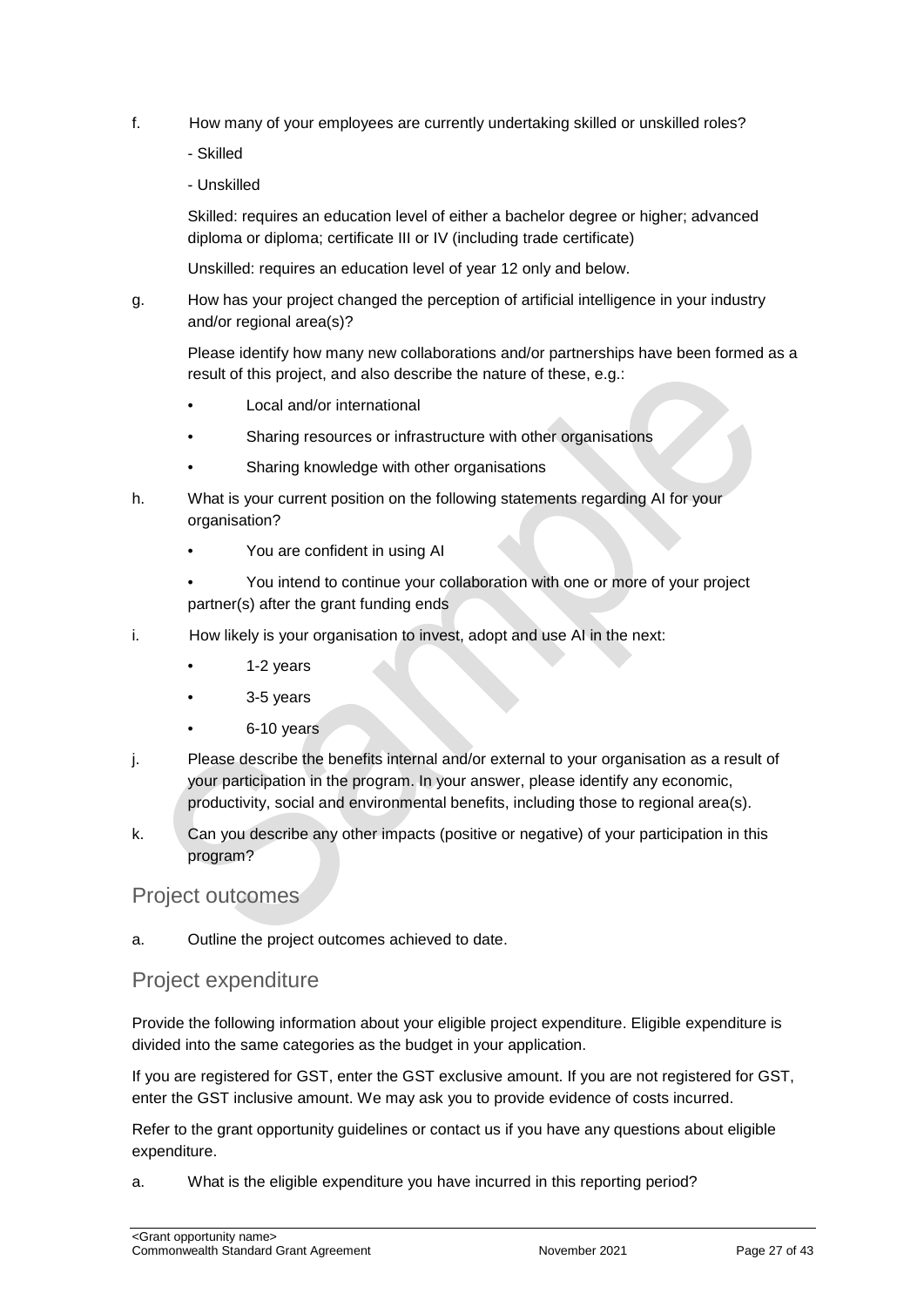f. How many of your employees are currently undertaking skilled or unskilled roles?

- Skilled
- Unskilled

Skilled: requires an education level of either a bachelor degree or higher; advanced diploma or diploma; certificate III or IV (including trade certificate)

Unskilled: requires an education level of year 12 only and below.

g. How has your project changed the perception of artificial intelligence in your industry and/or regional area(s)?

Please identify how many new collaborations and/or partnerships have been formed as a result of this project, and also describe the nature of these, e.g.:

- Local and/or international
- Sharing resources or infrastructure with other organisations
- Sharing knowledge with other organisations

h. What is your current position on the following statements regarding AI for your organisation?

- You are confident in using AI
- You intend to continue your collaboration with one or more of your project partner(s) after the grant funding ends

i. How likely is your organisation to invest, adopt and use AI in the next:

- 1-2 years
- 3-5 years
- 6-10 years

j. Please describe the benefits internal and/or external to your organisation as a result of your participation in the program. In your answer, please identify any economic, productivity, social and environmental benefits, including those to regional area(s).

k. Can you describe any other impacts (positive or negative) of your participation in this program?

## Project outcomes

a. Outline the project outcomes achieved to date.

## Project expenditure

Provide the following information about your eligible project expenditure. Eligible expenditure is divided into the same categories as the budget in your application.

If you are registered for GST, enter the GST exclusive amount. If you are not registered for GST, enter the GST inclusive amount. We may ask you to provide evidence of costs incurred.

Refer to the grant opportunity guidelines or contact us if you have any questions about eligible expenditure.

a. What is the eligible expenditure you have incurred in this reporting period?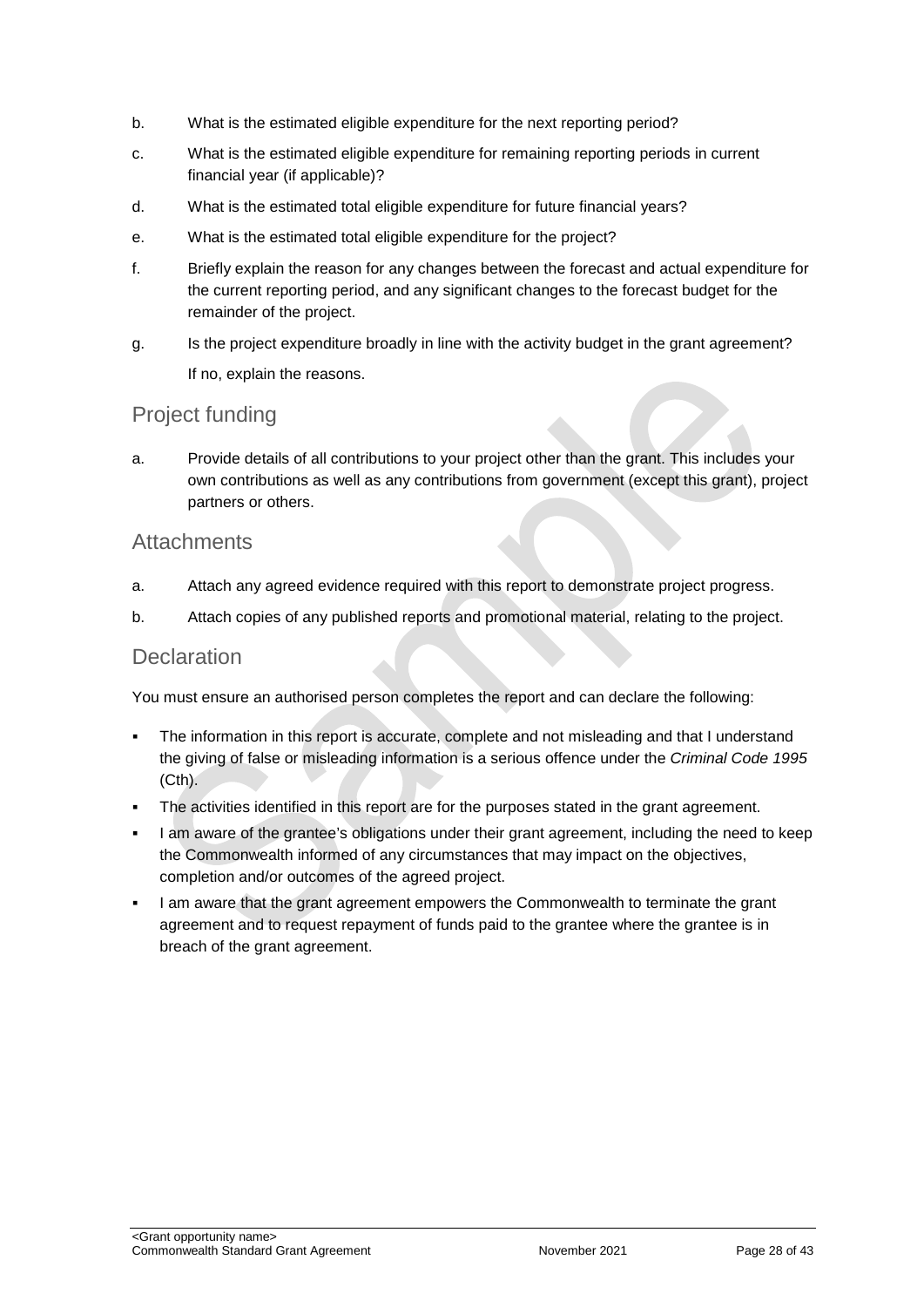b. What is the estimated eligible expenditure for the next reporting period?

c. What is the estimated eligible expenditure for remaining reporting periods in current financial year (if applicable)?

d. What is the estimated total eligible expenditure for future financial years?

e. What is the estimated total eligible expenditure for the project?

f. Briefly explain the reason for any changes between the forecast and actual expenditure for the current reporting period, and any significant changes to the forecast budget for the remainder of the project.

g. Is the project expenditure broadly in line with the activity budget in the grant agreement?
If no, explain the reasons.

## Project funding

a. Provide details of all contributions to your project other than the grant. This includes your own contributions as well as any contributions from government (except this grant), project partners or others.

## Attachments

a. Attach any agreed evidence required with this report to demonstrate project progress.

b. Attach copies of any published reports and promotional material, relating to the project.

## Declaration

You must ensure an authorised person completes the report and can declare the following:

- The information in this report is accurate, complete and not misleading and that I understand the giving of false or misleading information is a serious offence under the *Criminal Code 1995* (Cth).
- The activities identified in this report are for the purposes stated in the grant agreement.
- I am aware of the grantee's obligations under their grant agreement, including the need to keep the Commonwealth informed of any circumstances that may impact on the objectives, completion and/or outcomes of the agreed project.
- I am aware that the grant agreement empowers the Commonwealth to terminate the grant agreement and to request repayment of funds paid to the grantee where the grantee is in breach of the grant agreement.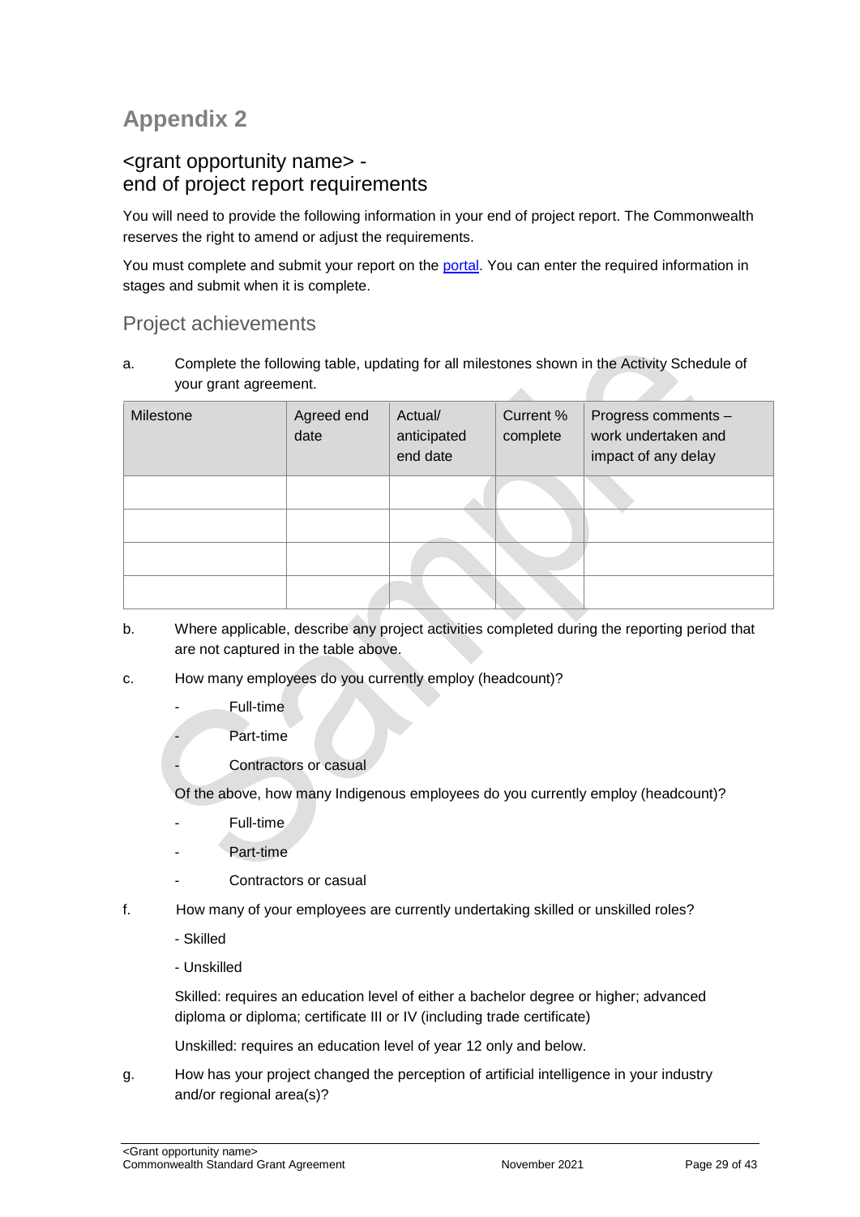# Appendix 2

## <grant opportunity name> - end of project report requirements

You will need to provide the following information in your end of project report. The Commonwealth reserves the right to amend or adjust the requirements.

You must complete and submit your report on the [portal](). You can enter the required information in stages and submit when it is complete.

## Project achievements

a. Complete the following table, updating for all milestones shown in the Activity Schedule of your grant agreement.

| Milestone | Agreed end date | Actual/ anticipated end date | Current % complete | Progress comments – work undertaken and impact of any delay |
|---|---|---|---|---|
| | | | | |
| | | | | |
| | | | | |
| | | | | |

b. Where applicable, describe any project activities completed during the reporting period that are not captured in the table above.

c. How many employees do you currently employ (headcount)?

- Full-time
- Part-time
- Contractors or casual

Of the above, how many Indigenous employees do you currently employ (headcount)?

- Full-time
- Part-time
- Contractors or casual

f. How many of your employees are currently undertaking skilled or unskilled roles?

- Skilled
- Unskilled

Skilled: requires an education level of either a bachelor degree or higher; advanced diploma or diploma; certificate III or IV (including trade certificate)

Unskilled: requires an education level of year 12 only and below.

g. How has your project changed the perception of artificial intelligence in your industry and/or regional area(s)?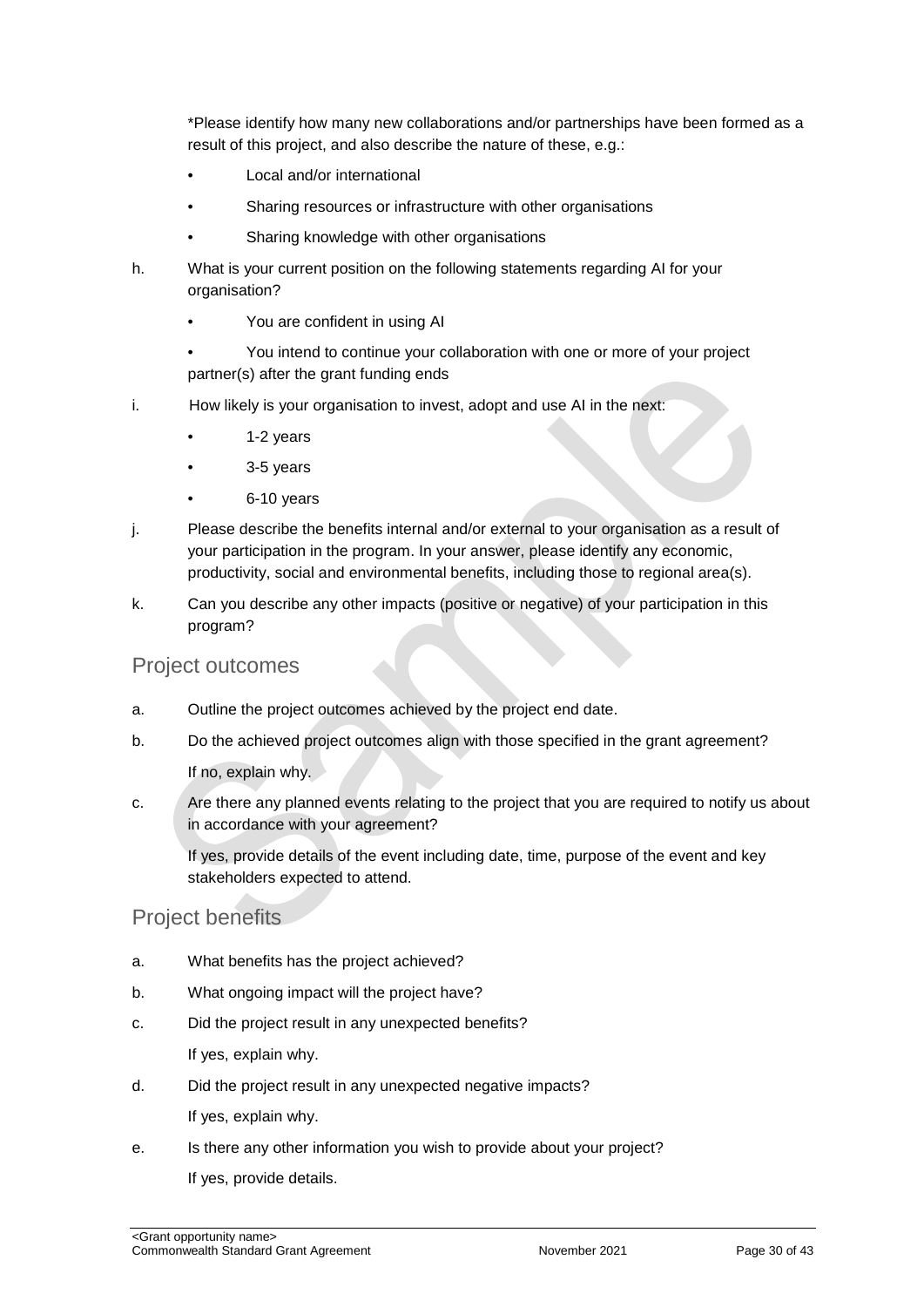*Please identify how many new collaborations and/or partnerships have been formed as a result of this project, and also describe the nature of these, e.g.:

- Local and/or international
- Sharing resources or infrastructure with other organisations
- Sharing knowledge with other organisations

h. What is your current position on the following statements regarding AI for your organisation?

- You are confident in using AI
- You intend to continue your collaboration with one or more of your project partner(s) after the grant funding ends

i. How likely is your organisation to invest, adopt and use AI in the next:

- 1-2 years
- 3-5 years
- 6-10 years

j. Please describe the benefits internal and/or external to your organisation as a result of your participation in the program. In your answer, please identify any economic, productivity, social and environmental benefits, including those to regional area(s).

k. Can you describe any other impacts (positive or negative) of your participation in this program?

## Project outcomes

a. Outline the project outcomes achieved by the project end date.

b. Do the achieved project outcomes align with those specified in the grant agreement?

If no, explain why.

c. Are there any planned events relating to the project that you are required to notify us about in accordance with your agreement?

If yes, provide details of the event including date, time, purpose of the event and key stakeholders expected to attend.

## Project benefits

a. What benefits has the project achieved?

b. What ongoing impact will the project have?

c. Did the project result in any unexpected benefits?

If yes, explain why.

d. Did the project result in any unexpected negative impacts?

If yes, explain why.

e. Is there any other information you wish to provide about your project?

If yes, provide details.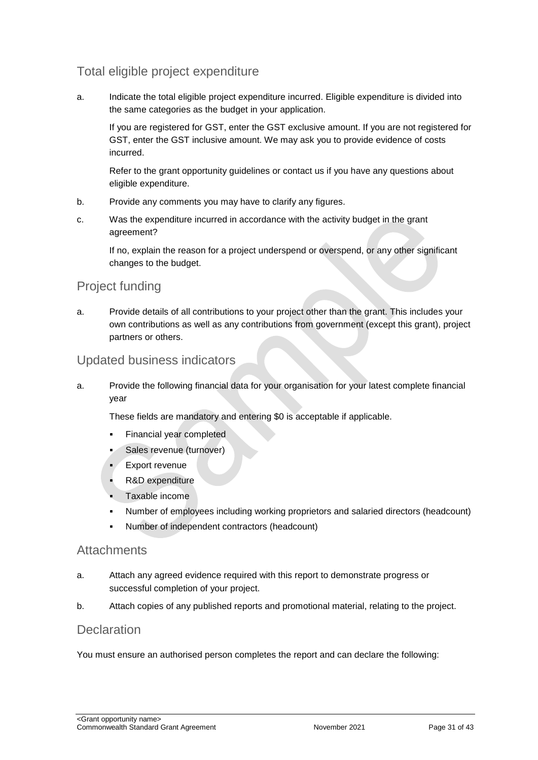## Total eligible project expenditure

a. Indicate the total eligible project expenditure incurred. Eligible expenditure is divided into the same categories as the budget in your application.

   If you are registered for GST, enter the GST exclusive amount. If you are not registered for GST, enter the GST inclusive amount. We may ask you to provide evidence of costs incurred.

   Refer to the grant opportunity guidelines or contact us if you have any questions about eligible expenditure.

b. Provide any comments you may have to clarify any figures.

c. Was the expenditure incurred in accordance with the activity budget in the grant agreement?

   If no, explain the reason for a project underspend or overspend, or any other significant changes to the budget.

## Project funding

a. Provide details of all contributions to your project other than the grant. This includes your own contributions as well as any contributions from government (except this grant), project partners or others.

## Updated business indicators

a. Provide the following financial data for your organisation for your latest complete financial year

   These fields are mandatory and entering $0 is acceptable if applicable.

   - Financial year completed
   - Sales revenue (turnover)
   - Export revenue
   - R&D expenditure
   - Taxable income
   - Number of employees including working proprietors and salaried directors (headcount)
   - Number of independent contractors (headcount)

## Attachments

a. Attach any agreed evidence required with this report to demonstrate progress or successful completion of your project.

b. Attach copies of any published reports and promotional material, relating to the project.

## Declaration

You must ensure an authorised person completes the report and can declare the following: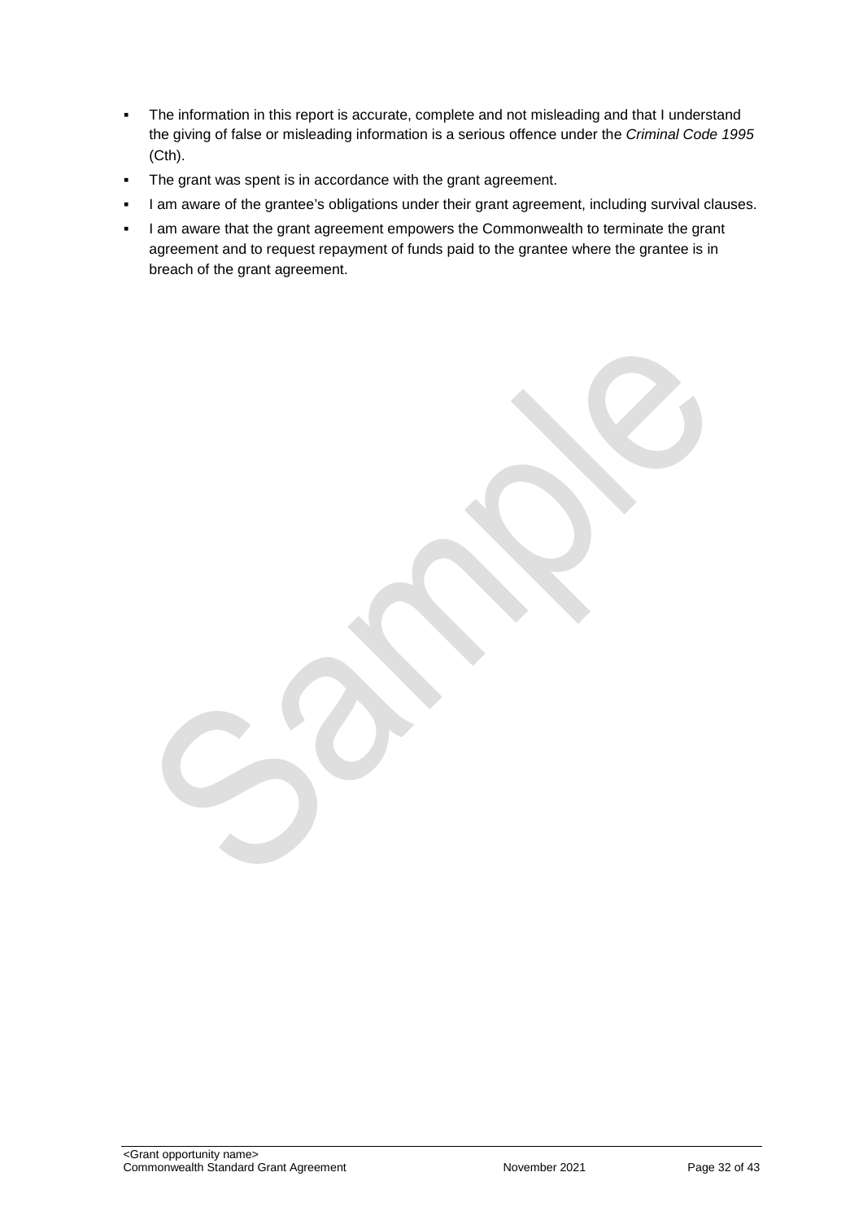- The information in this report is accurate, complete and not misleading and that I understand the giving of false or misleading information is a serious offence under the *Criminal Code 1995* (Cth).
- The grant was spent is in accordance with the grant agreement.
- I am aware of the grantee's obligations under their grant agreement, including survival clauses.
- I am aware that the grant agreement empowers the Commonwealth to terminate the grant agreement and to request repayment of funds paid to the grantee where the grantee is in breach of the grant agreement.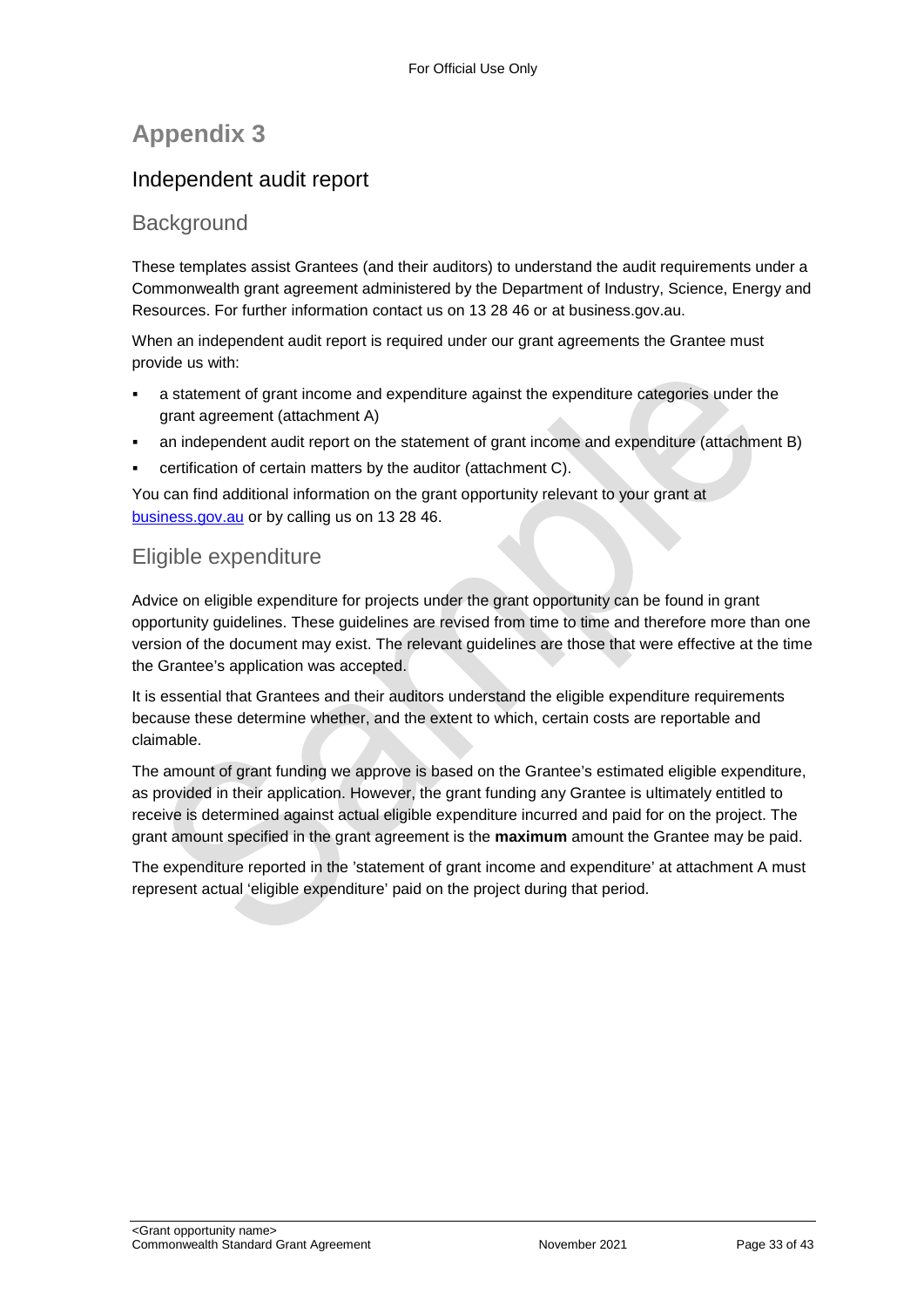# Appendix 3

## Independent audit report

### Background

These templates assist Grantees (and their auditors) to understand the audit requirements under a Commonwealth grant agreement administered by the Department of Industry, Science, Energy and Resources. For further information contact us on 13 28 46 or at business.gov.au.

When an independent audit report is required under our grant agreements the Grantee must provide us with:

- a statement of grant income and expenditure against the expenditure categories under the grant agreement (attachment A)
- an independent audit report on the statement of grant income and expenditure (attachment B)
- certification of certain matters by the auditor (attachment C).

You can find additional information on the grant opportunity relevant to your grant at business.gov.au or by calling us on 13 28 46.

### Eligible expenditure

Advice on eligible expenditure for projects under the grant opportunity can be found in grant opportunity guidelines. These guidelines are revised from time to time and therefore more than one version of the document may exist. The relevant guidelines are those that were effective at the time the Grantee's application was accepted.

It is essential that Grantees and their auditors understand the eligible expenditure requirements because these determine whether, and the extent to which, certain costs are reportable and claimable.

The amount of grant funding we approve is based on the Grantee's estimated eligible expenditure, as provided in their application. However, the grant funding any Grantee is ultimately entitled to receive is determined against actual eligible expenditure incurred and paid for on the project. The grant amount specified in the grant agreement is the **maximum** amount the Grantee may be paid.

The expenditure reported in the 'statement of grant income and expenditure' at attachment A must represent actual 'eligible expenditure' paid on the project during that period.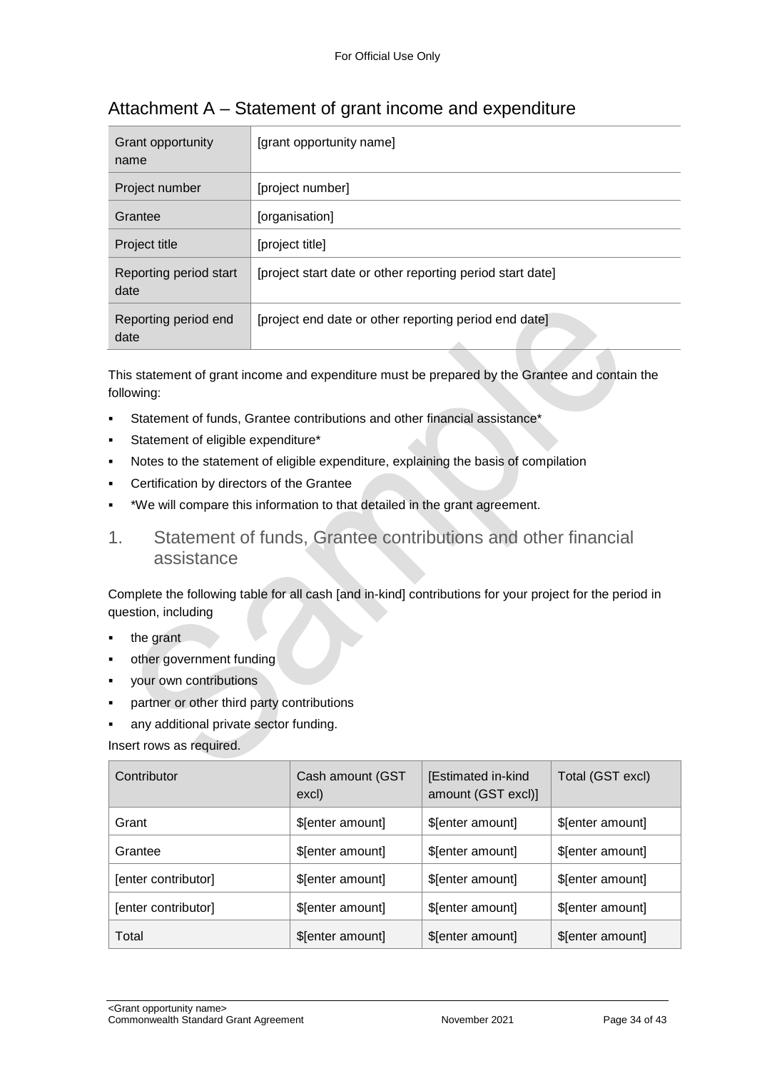## Attachment A – Statement of grant income and expenditure

| Grant opportunity name | [grant opportunity name] |
|---|---|
| Project number | [project number] |
| Grantee | [organisation] |
| Project title | [project title] |
| Reporting period start date | [project start date or other reporting period start date] |
| Reporting period end date | [project end date or other reporting period end date] |

This statement of grant income and expenditure must be prepared by the Grantee and contain the following:

- Statement of funds, Grantee contributions and other financial assistance*
- Statement of eligible expenditure*
- Notes to the statement of eligible expenditure, explaining the basis of compilation
- Certification by directors of the Grantee
- *We will compare this information to that detailed in the grant agreement.

### 1. Statement of funds, Grantee contributions and other financial assistance

Complete the following table for all cash [and in-kind] contributions for your project for the period in question, including

- the grant
- other government funding
- your own contributions
- partner or other third party contributions
- any additional private sector funding.

Insert rows as required.

| Contributor | Cash amount (GST excl) | [Estimated in-kind amount (GST excl)] | Total (GST excl) |
|---|---|---|---|
| Grant | $[enter amount] | $[enter amount] | $[enter amount] |
| Grantee | $[enter amount] | $[enter amount] | $[enter amount] |
| [enter contributor] | $[enter amount] | $[enter amount] | $[enter amount] |
| [enter contributor] | $[enter amount] | $[enter amount] | $[enter amount] |
| Total | $[enter amount] | $[enter amount] | $[enter amount] |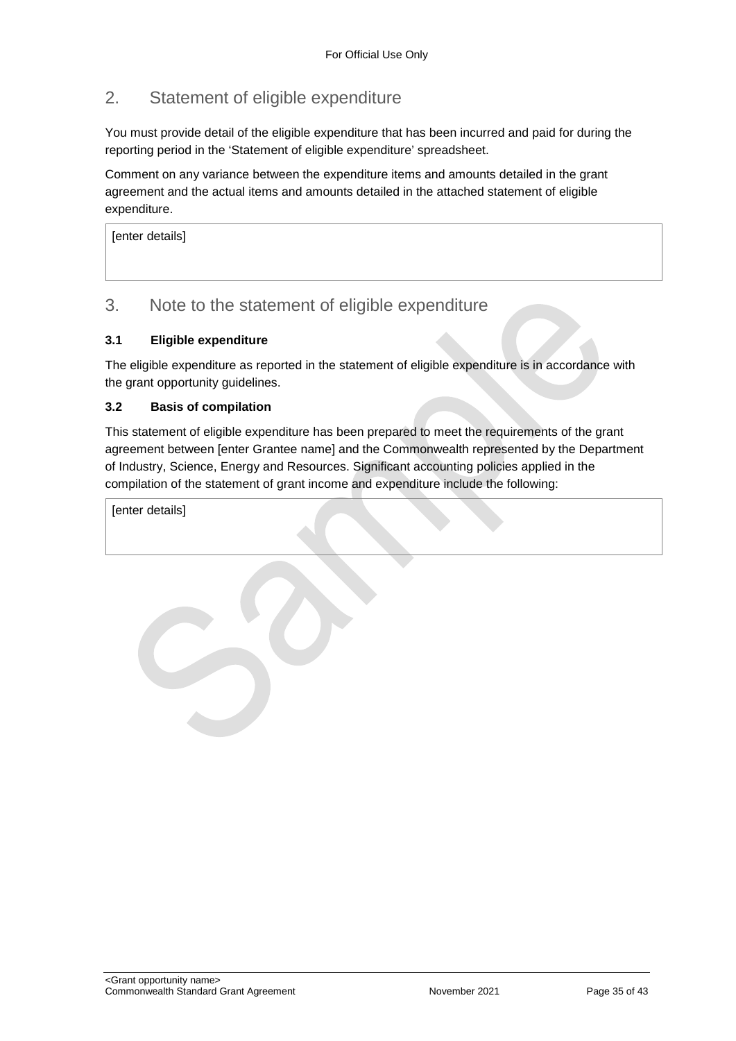## 2. Statement of eligible expenditure

You must provide detail of the eligible expenditure that has been incurred and paid for during the reporting period in the 'Statement of eligible expenditure' spreadsheet.

Comment on any variance between the expenditure items and amounts detailed in the grant agreement and the actual items and amounts detailed in the attached statement of eligible expenditure.

| [enter details] |
|---|

## 3. Note to the statement of eligible expenditure

### 3.1 Eligible expenditure

The eligible expenditure as reported in the statement of eligible expenditure is in accordance with the grant opportunity guidelines.

### 3.2 Basis of compilation

This statement of eligible expenditure has been prepared to meet the requirements of the grant agreement between [enter Grantee name] and the Commonwealth represented by the Department of Industry, Science, Energy and Resources. Significant accounting policies applied in the compilation of the statement of grant income and expenditure include the following:

| [enter details] |
|---|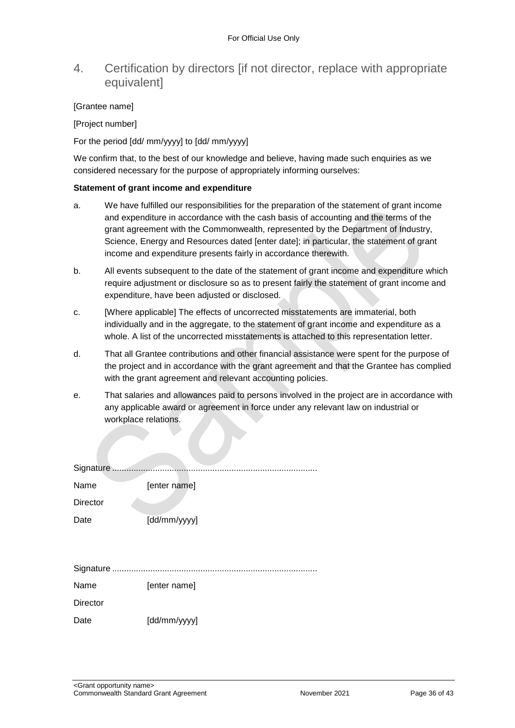## 4. Certification by directors [if not director, replace with appropriate equivalent]

[Grantee name]

[Project number]

For the period [dd/ mm/yyyy] to [dd/ mm/yyyy]

We confirm that, to the best of our knowledge and believe, having made such enquiries as we considered necessary for the purpose of appropriately informing ourselves:

**Statement of grant income and expenditure**

a. We have fulfilled our responsibilities for the preparation of the statement of grant income and expenditure in accordance with the cash basis of accounting and the terms of the grant agreement with the Commonwealth, represented by the Department of Industry, Science, Energy and Resources dated [enter date]; in particular, the statement of grant income and expenditure presents fairly in accordance therewith.

b. All events subsequent to the date of the statement of grant income and expenditure which require adjustment or disclosure so as to present fairly the statement of grant income and expenditure, have been adjusted or disclosed.

c. [Where applicable] The effects of uncorrected misstatements are immaterial, both individually and in the aggregate, to the statement of grant income and expenditure as a whole. A list of the uncorrected misstatements is attached to this representation letter.

d. That all Grantee contributions and other financial assistance were spent for the purpose of the project and in accordance with the grant agreement and that the Grantee has complied with the grant agreement and relevant accounting policies.

e. That salaries and allowances paid to persons involved in the project are in accordance with any applicable award or agreement in force under any relevant law on industrial or workplace relations.

Signature .....................................................................................

Name [enter name]

Director

Date [dd/mm/yyyy]

Signature .....................................................................................

Name [enter name]

Director

Date [dd/mm/yyyy]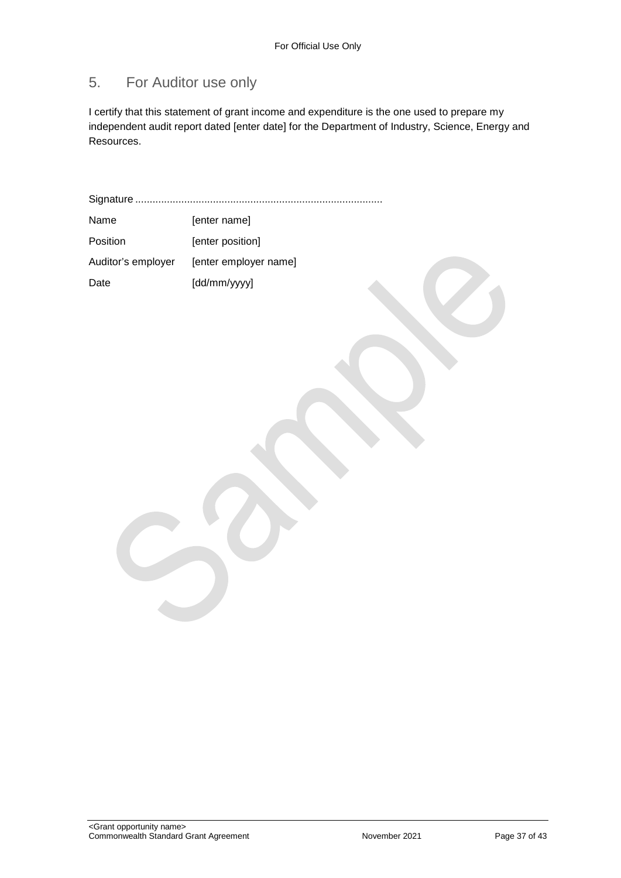## 5. For Auditor use only

I certify that this statement of grant income and expenditure is the one used to prepare my independent audit report dated [enter date] for the Department of Industry, Science, Energy and Resources.

Signature ......................................................................................

| | |
|---|---|
| Name | [enter name] |
| Position | [enter position] |
| Auditor's employer | [enter employer name] |
| Date | [dd/mm/yyyy] |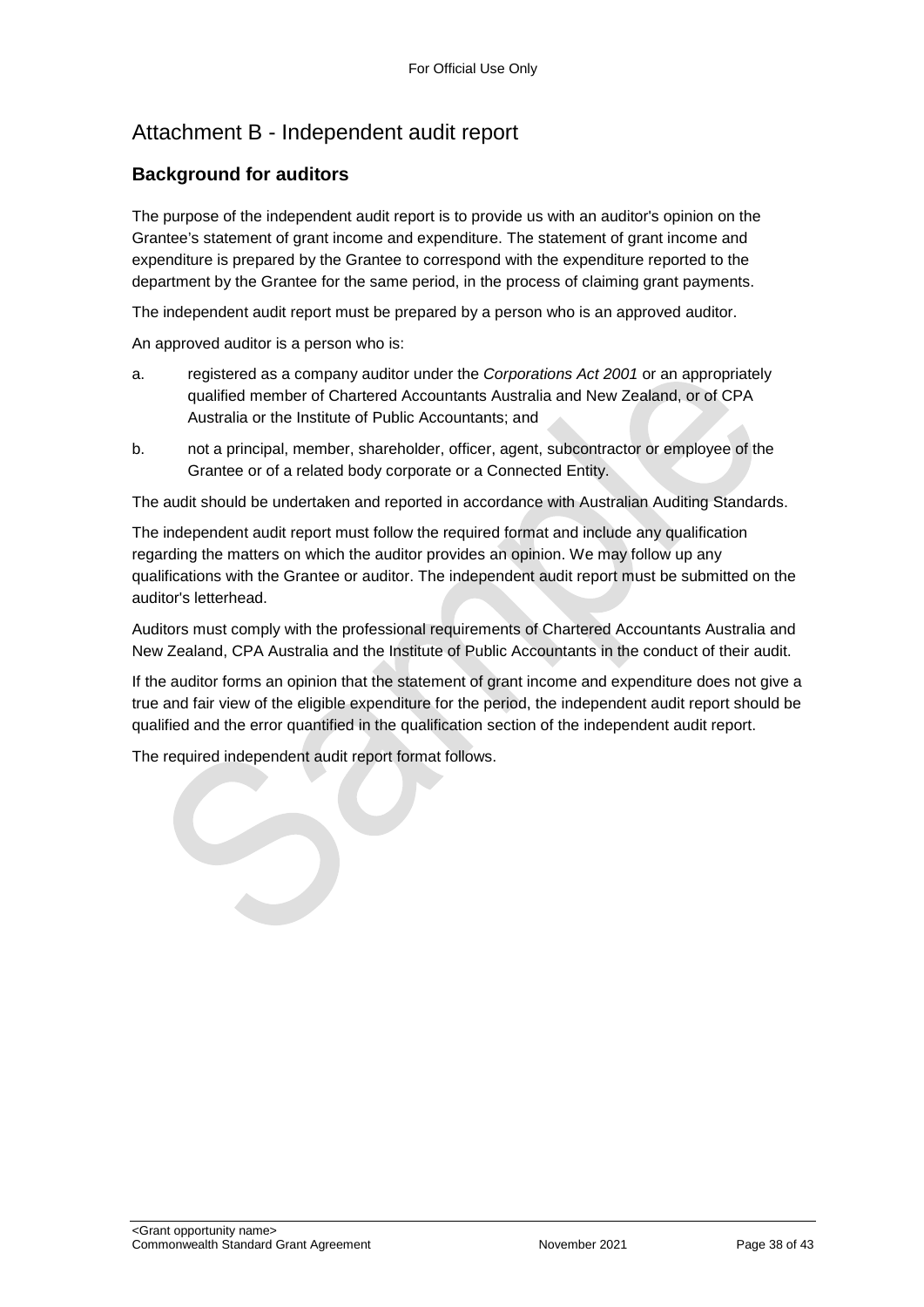# Attachment B - Independent audit report

## Background for auditors

The purpose of the independent audit report is to provide us with an auditor's opinion on the Grantee's statement of grant income and expenditure. The statement of grant income and expenditure is prepared by the Grantee to correspond with the expenditure reported to the department by the Grantee for the same period, in the process of claiming grant payments.

The independent audit report must be prepared by a person who is an approved auditor.

An approved auditor is a person who is:

a. registered as a company auditor under the *Corporations Act 2001* or an appropriately qualified member of Chartered Accountants Australia and New Zealand, or of CPA Australia or the Institute of Public Accountants; and

b. not a principal, member, shareholder, officer, agent, subcontractor or employee of the Grantee or of a related body corporate or a Connected Entity.

The audit should be undertaken and reported in accordance with Australian Auditing Standards.

The independent audit report must follow the required format and include any qualification regarding the matters on which the auditor provides an opinion. We may follow up any qualifications with the Grantee or auditor. The independent audit report must be submitted on the auditor's letterhead.

Auditors must comply with the professional requirements of Chartered Accountants Australia and New Zealand, CPA Australia and the Institute of Public Accountants in the conduct of their audit.

If the auditor forms an opinion that the statement of grant income and expenditure does not give a true and fair view of the eligible expenditure for the period, the independent audit report should be qualified and the error quantified in the qualification section of the independent audit report.

The required independent audit report format follows.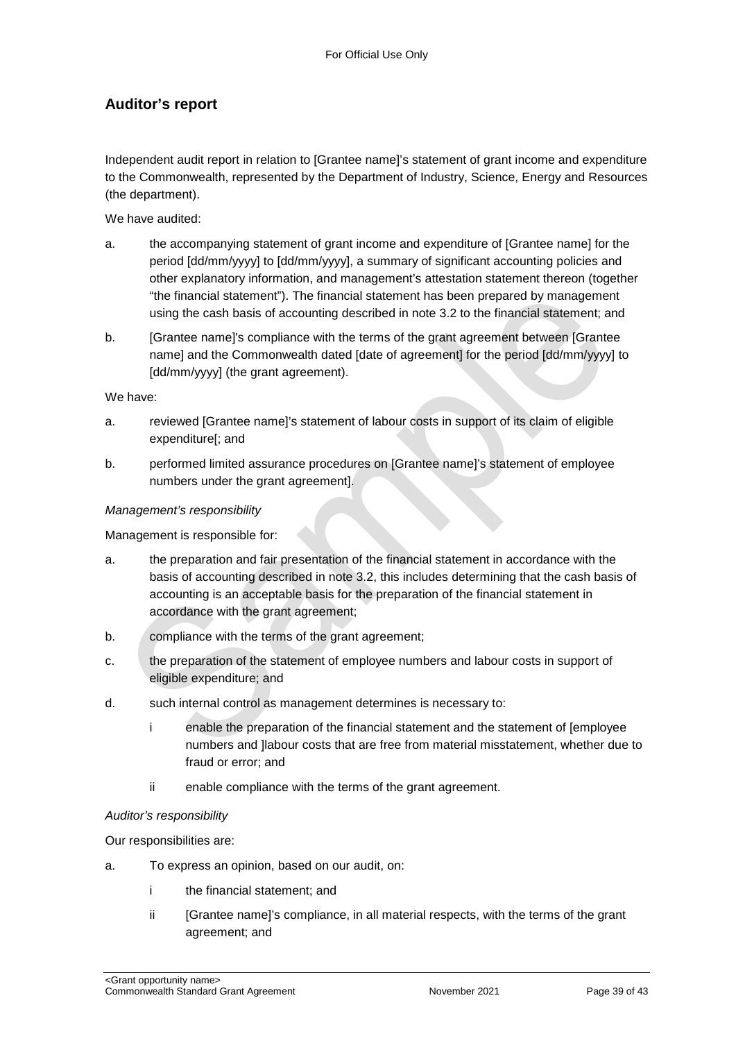## Auditor's report

Independent audit report in relation to [Grantee name]'s statement of grant income and expenditure to the Commonwealth, represented by the Department of Industry, Science, Energy and Resources (the department).

We have audited:

a. the accompanying statement of grant income and expenditure of [Grantee name] for the period [dd/mm/yyyy] to [dd/mm/yyyy], a summary of significant accounting policies and other explanatory information, and management's attestation statement thereon (together "the financial statement"). The financial statement has been prepared by management using the cash basis of accounting described in note 3.2 to the financial statement; and

b. [Grantee name]'s compliance with the terms of the grant agreement between [Grantee name] and the Commonwealth dated [date of agreement] for the period [dd/mm/yyyy] to [dd/mm/yyyy] (the grant agreement).

We have:

a. reviewed [Grantee name]'s statement of labour costs in support of its claim of eligible expenditure[; and

b. performed limited assurance procedures on [Grantee name]'s statement of employee numbers under the grant agreement].

*Management's responsibility*

Management is responsible for:

a. the preparation and fair presentation of the financial statement in accordance with the basis of accounting described in note 3.2, this includes determining that the cash basis of accounting is an acceptable basis for the preparation of the financial statement in accordance with the grant agreement;

b. compliance with the terms of the grant agreement;

c. the preparation of the statement of employee numbers and labour costs in support of eligible expenditure; and

d. such internal control as management determines is necessary to:

   i enable the preparation of the financial statement and the statement of [employee numbers and ]labour costs that are free from material misstatement, whether due to fraud or error; and

   ii enable compliance with the terms of the grant agreement.

*Auditor's responsibility*

Our responsibilities are:

a. To express an opinion, based on our audit, on:

   i the financial statement; and

   ii [Grantee name]'s compliance, in all material respects, with the terms of the grant agreement; and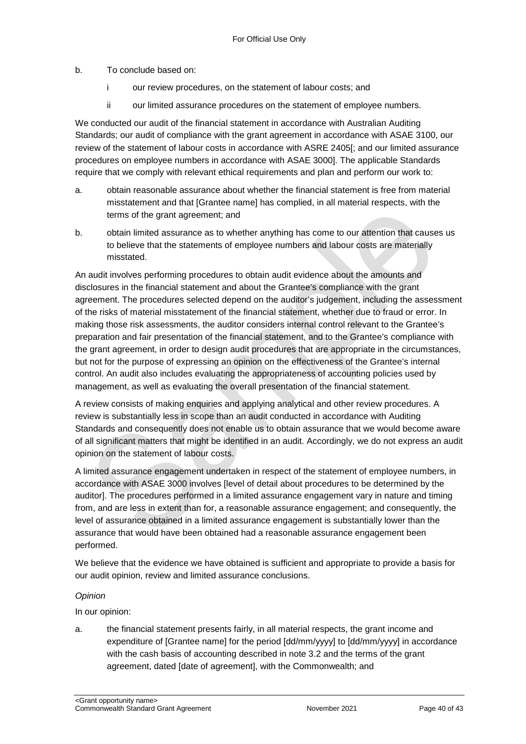b. To conclude based on:

   i our review procedures, on the statement of labour costs; and

   ii our limited assurance procedures on the statement of employee numbers.

We conducted our audit of the financial statement in accordance with Australian Auditing Standards; our audit of compliance with the grant agreement in accordance with ASAE 3100, our review of the statement of labour costs in accordance with ASRE 2405[; and our limited assurance procedures on employee numbers in accordance with ASAE 3000]. The applicable Standards require that we comply with relevant ethical requirements and plan and perform our work to:

a. obtain reasonable assurance about whether the financial statement is free from material misstatement and that [Grantee name] has complied, in all material respects, with the terms of the grant agreement; and

b. obtain limited assurance as to whether anything has come to our attention that causes us to believe that the statements of employee numbers and labour costs are materially misstated.

An audit involves performing procedures to obtain audit evidence about the amounts and disclosures in the financial statement and about the Grantee's compliance with the grant agreement. The procedures selected depend on the auditor's judgement, including the assessment of the risks of material misstatement of the financial statement, whether due to fraud or error. In making those risk assessments, the auditor considers internal control relevant to the Grantee's preparation and fair presentation of the financial statement, and to the Grantee's compliance with the grant agreement, in order to design audit procedures that are appropriate in the circumstances, but not for the purpose of expressing an opinion on the effectiveness of the Grantee's internal control. An audit also includes evaluating the appropriateness of accounting policies used by management, as well as evaluating the overall presentation of the financial statement.

A review consists of making enquiries and applying analytical and other review procedures. A review is substantially less in scope than an audit conducted in accordance with Auditing Standards and consequently does not enable us to obtain assurance that we would become aware of all significant matters that might be identified in an audit. Accordingly, we do not express an audit opinion on the statement of labour costs.

A limited assurance engagement undertaken in respect of the statement of employee numbers, in accordance with ASAE 3000 involves [level of detail about procedures to be determined by the auditor]. The procedures performed in a limited assurance engagement vary in nature and timing from, and are less in extent than for, a reasonable assurance engagement; and consequently, the level of assurance obtained in a limited assurance engagement is substantially lower than the assurance that would have been obtained had a reasonable assurance engagement been performed.

We believe that the evidence we have obtained is sufficient and appropriate to provide a basis for our audit opinion, review and limited assurance conclusions.

*Opinion*

In our opinion:

a. the financial statement presents fairly, in all material respects, the grant income and expenditure of [Grantee name] for the period [dd/mm/yyyy] to [dd/mm/yyyy] in accordance with the cash basis of accounting described in note 3.2 and the terms of the grant agreement, dated [date of agreement], with the Commonwealth; and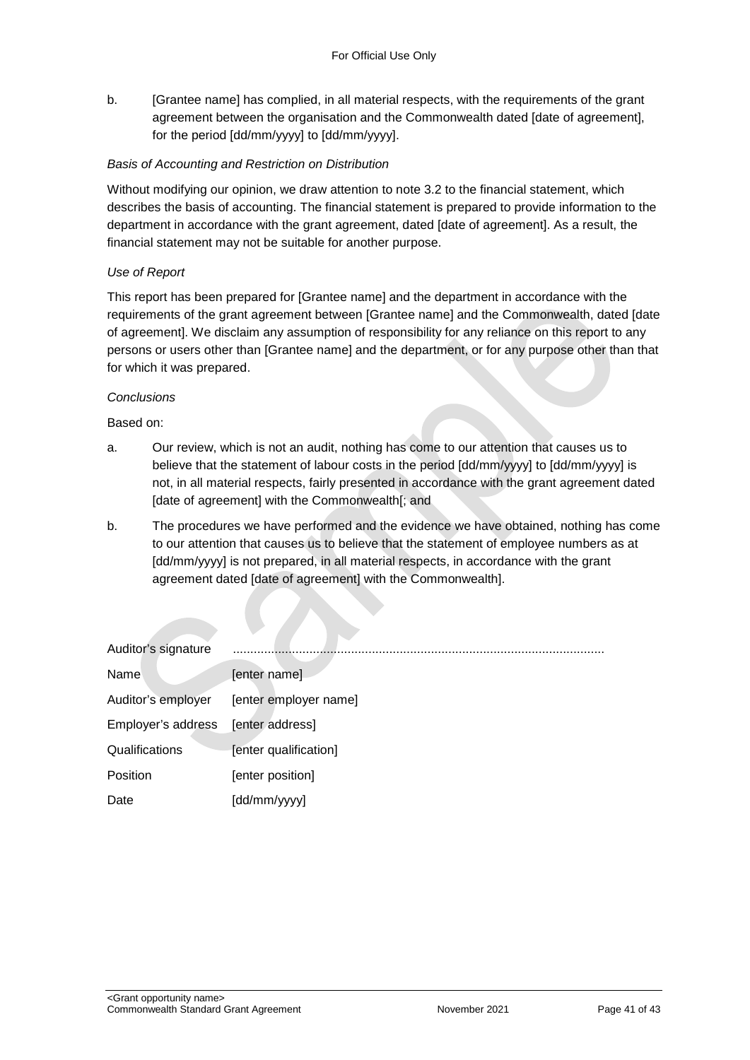b. [Grantee name] has complied, in all material respects, with the requirements of the grant agreement between the organisation and the Commonwealth dated [date of agreement], for the period [dd/mm/yyyy] to [dd/mm/yyyy].

*Basis of Accounting and Restriction on Distribution*

Without modifying our opinion, we draw attention to note 3.2 to the financial statement, which describes the basis of accounting. The financial statement is prepared to provide information to the department in accordance with the grant agreement, dated [date of agreement]. As a result, the financial statement may not be suitable for another purpose.

*Use of Report*

This report has been prepared for [Grantee name] and the department in accordance with the requirements of the grant agreement between [Grantee name] and the Commonwealth, dated [date of agreement]. We disclaim any assumption of responsibility for any reliance on this report to any persons or users other than [Grantee name] and the department, or for any purpose other than that for which it was prepared.

*Conclusions*

Based on:

a. Our review, which is not an audit, nothing has come to our attention that causes us to believe that the statement of labour costs in the period [dd/mm/yyyy] to [dd/mm/yyyy] is not, in all material respects, fairly presented in accordance with the grant agreement dated [date of agreement] with the Commonwealth[; and

b. The procedures we have performed and the evidence we have obtained, nothing has come to our attention that causes us to believe that the statement of employee numbers as at [dd/mm/yyyy] is not prepared, in all material respects, in accordance with the grant agreement dated [date of agreement] with the Commonwealth].

| | |
|---|---|
| Auditor's signature | .......................................................................................................... |
| Name | [enter name] |
| Auditor's employer | [enter employer name] |
| Employer's address | [enter address] |
| Qualifications | [enter qualification] |
| Position | [enter position] |
| Date | [dd/mm/yyyy] |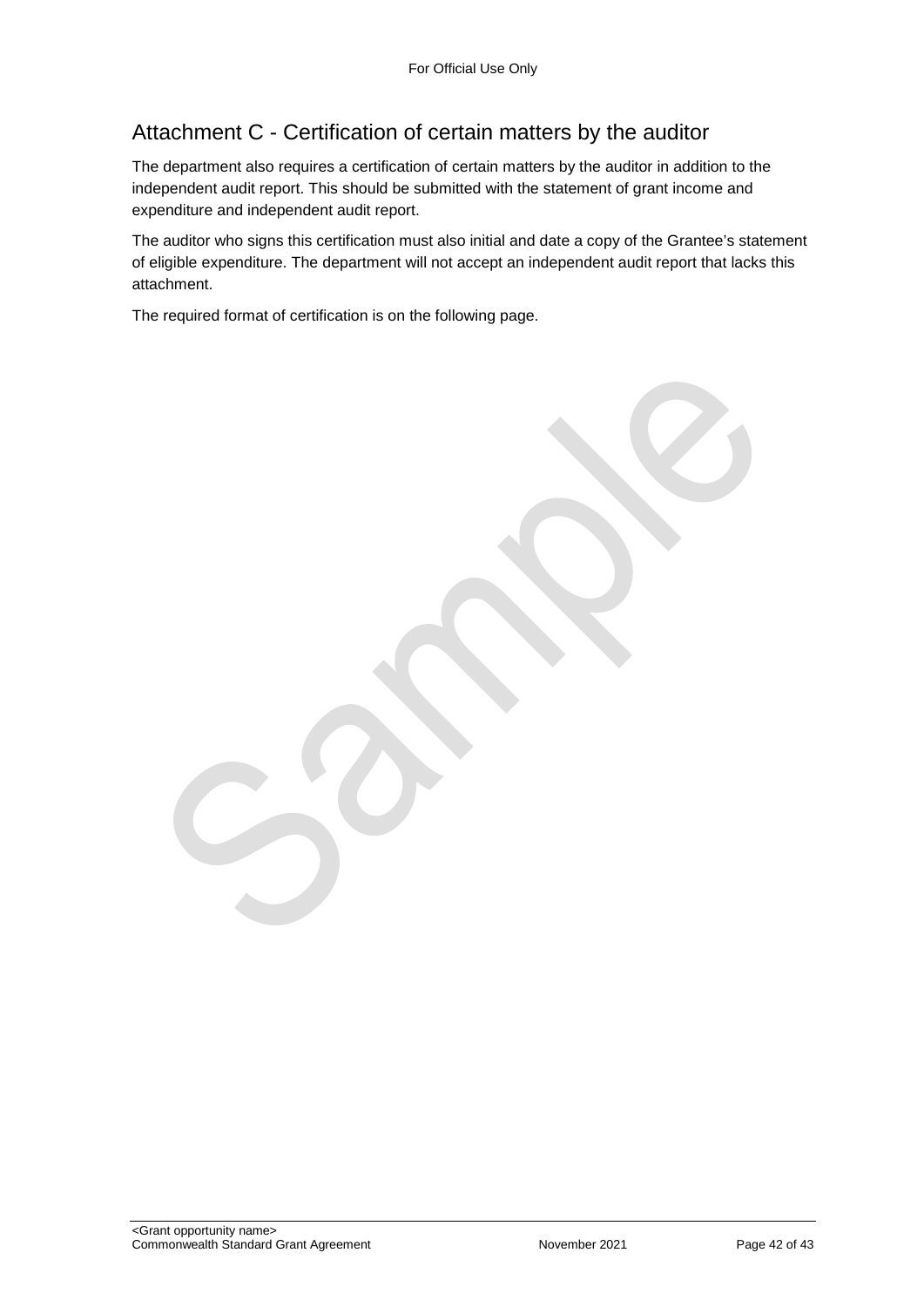## Attachment C - Certification of certain matters by the auditor

The department also requires a certification of certain matters by the auditor in addition to the independent audit report. This should be submitted with the statement of grant income and expenditure and independent audit report.

The auditor who signs this certification must also initial and date a copy of the Grantee's statement of eligible expenditure. The department will not accept an independent audit report that lacks this attachment.

The required format of certification is on the following page.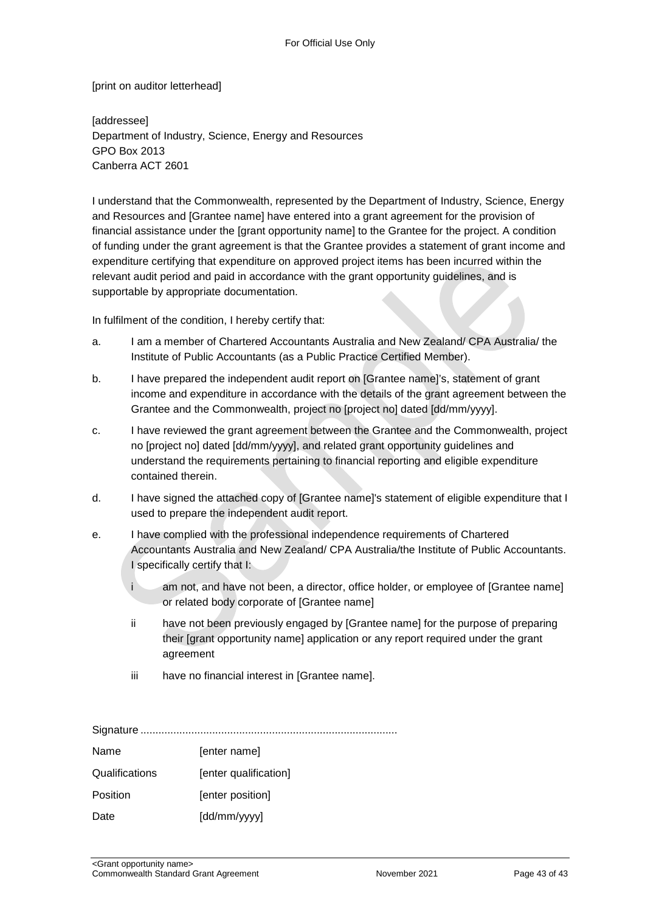[print on auditor letterhead]

[addressee]
Department of Industry, Science, Energy and Resources
GPO Box 2013
Canberra ACT 2601

I understand that the Commonwealth, represented by the Department of Industry, Science, Energy and Resources and [Grantee name] have entered into a grant agreement for the provision of financial assistance under the [grant opportunity name] to the Grantee for the project. A condition of funding under the grant agreement is that the Grantee provides a statement of grant income and expenditure certifying that expenditure on approved project items has been incurred within the relevant audit period and paid in accordance with the grant opportunity guidelines, and is supportable by appropriate documentation.

In fulfilment of the condition, I hereby certify that:

a. I am a member of Chartered Accountants Australia and New Zealand/ CPA Australia/ the Institute of Public Accountants (as a Public Practice Certified Member).

b. I have prepared the independent audit report on [Grantee name]'s, statement of grant income and expenditure in accordance with the details of the grant agreement between the Grantee and the Commonwealth, project no [project no] dated [dd/mm/yyyy].

c. I have reviewed the grant agreement between the Grantee and the Commonwealth, project no [project no] dated [dd/mm/yyyy], and related grant opportunity guidelines and understand the requirements pertaining to financial reporting and eligible expenditure contained therein.

d. I have signed the attached copy of [Grantee name]'s statement of eligible expenditure that I used to prepare the independent audit report.

e. I have complied with the professional independence requirements of Chartered Accountants Australia and New Zealand/ CPA Australia/the Institute of Public Accountants. I specifically certify that I:

   i am not, and have not been, a director, office holder, or employee of [Grantee name] or related body corporate of [Grantee name]

   ii have not been previously engaged by [Grantee name] for the purpose of preparing their [grant opportunity name] application or any report required under the grant agreement

   iii have no financial interest in [Grantee name].

Signature ......................................................................................

Name [enter name]

Qualifications [enter qualification]

Position [enter position]

Date [dd/mm/yyyy]